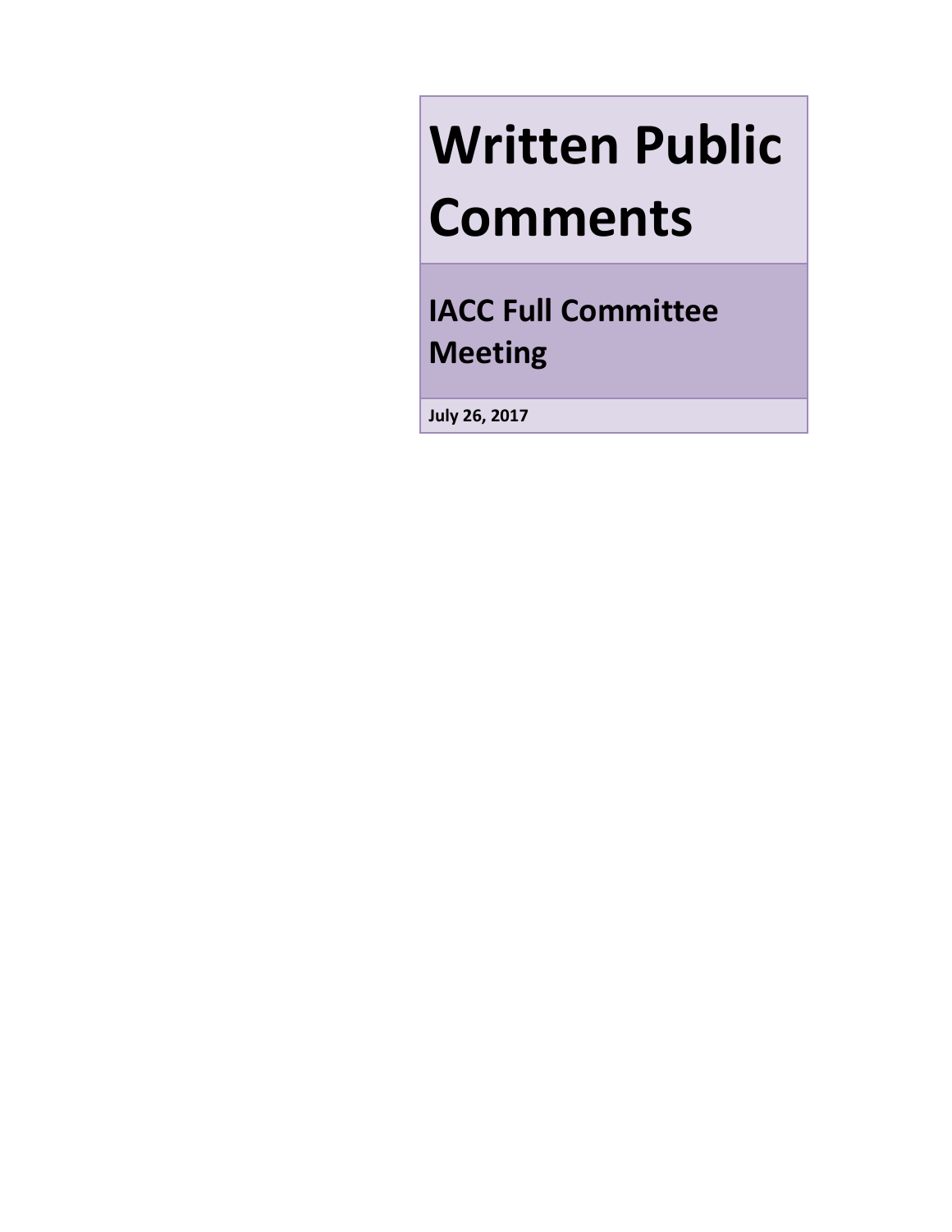# Written Public Comments

## IACC Full Committee Meeting

**July 26, 2017**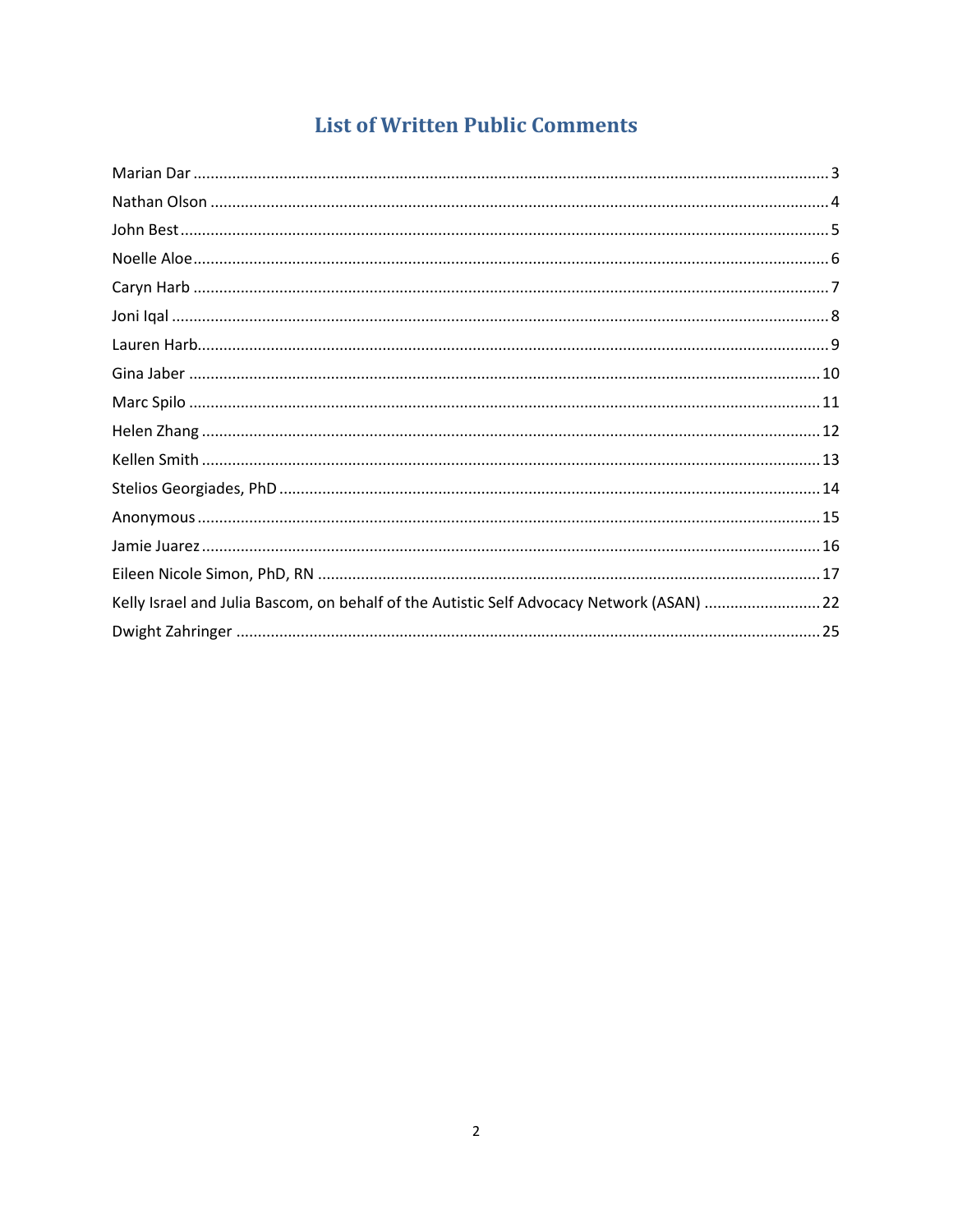# List of Written Public Comments

Marian Dar ........................................................................................................................................ 3
Nathan Olson ..................................................................................................................................... 4
John Best ........................................................................................................................................... 5
Noelle Aloe ........................................................................................................................................ 6
Caryn Harb ........................................................................................................................................ 7
Joni Iqal ............................................................................................................................................. 8
Lauren Harb ....................................................................................................................................... 9
Gina Jaber ........................................................................................................................................ 10
Marc Spilo ........................................................................................................................................ 11
Helen Zhang ..................................................................................................................................... 12
Kellen Smith ..................................................................................................................................... 13
Stelios Georgiades, PhD ................................................................................................................... 14
Anonymous ...................................................................................................................................... 15
Jamie Juarez ..................................................................................................................................... 16
Eileen Nicole Simon, PhD, RN .......................................................................................................... 17
Kelly Israel and Julia Bascom, on behalf of the Autistic Self Advocacy Network (ASAN) ........................... 22
Dwight Zahringer ............................................................................................................................. 25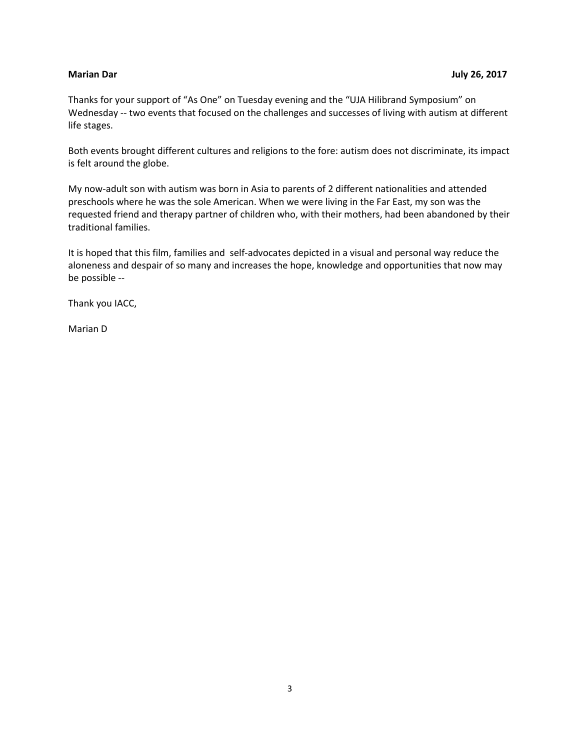**Marian Dar** **July 26, 2017**

Thanks for your support of "As One" on Tuesday evening and the "UJA Hilibrand Symposium" on Wednesday -- two events that focused on the challenges and successes of living with autism at different life stages.

Both events brought different cultures and religions to the fore: autism does not discriminate, its impact is felt around the globe.

My now-adult son with autism was born in Asia to parents of 2 different nationalities and attended preschools where he was the sole American. When we were living in the Far East, my son was the requested friend and therapy partner of children who, with their mothers, had been abandoned by their traditional families.

It is hoped that this film, families and self-advocates depicted in a visual and personal way reduce the aloneness and despair of so many and increases the hope, knowledge and opportunities that now may be possible --

Thank you IACC,

Marian D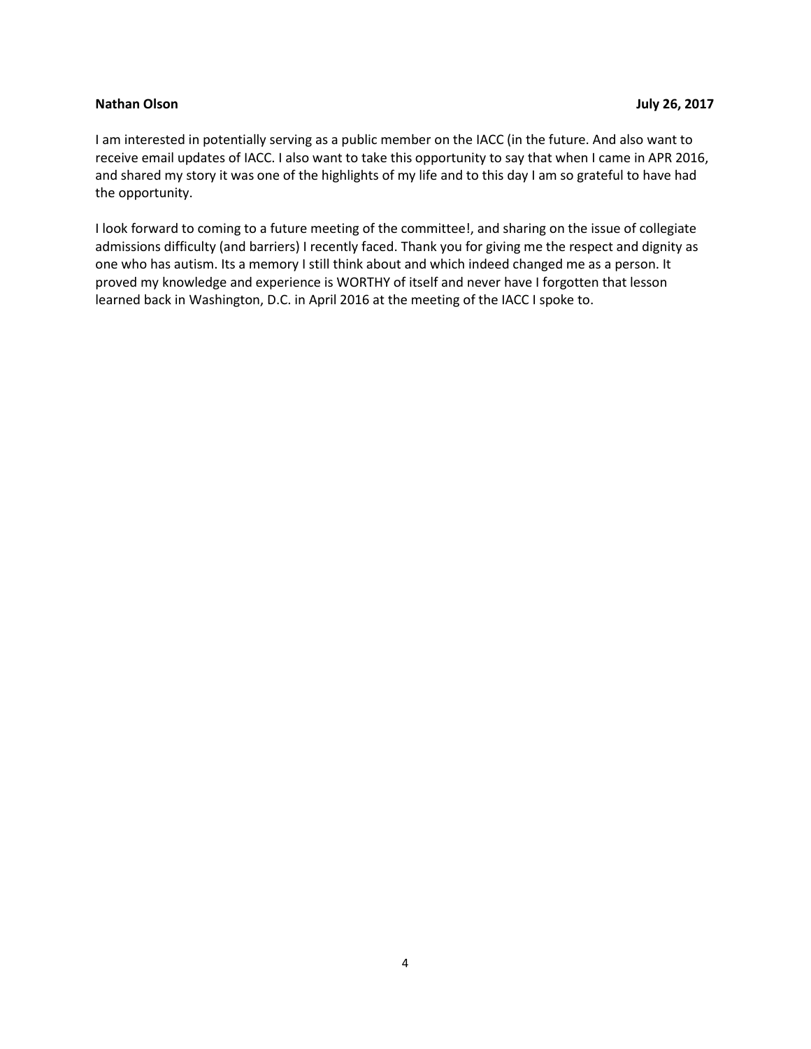**Nathan Olson** **July 26, 2017**

I am interested in potentially serving as a public member on the IACC (in the future. And also want to receive email updates of IACC. I also want to take this opportunity to say that when I came in APR 2016, and shared my story it was one of the highlights of my life and to this day I am so grateful to have had the opportunity.

I look forward to coming to a future meeting of the committee!, and sharing on the issue of collegiate admissions difficulty (and barriers) I recently faced. Thank you for giving me the respect and dignity as one who has autism. Its a memory I still think about and which indeed changed me as a person. It proved my knowledge and experience is WORTHY of itself and never have I forgotten that lesson learned back in Washington, D.C. in April 2016 at the meeting of the IACC I spoke to.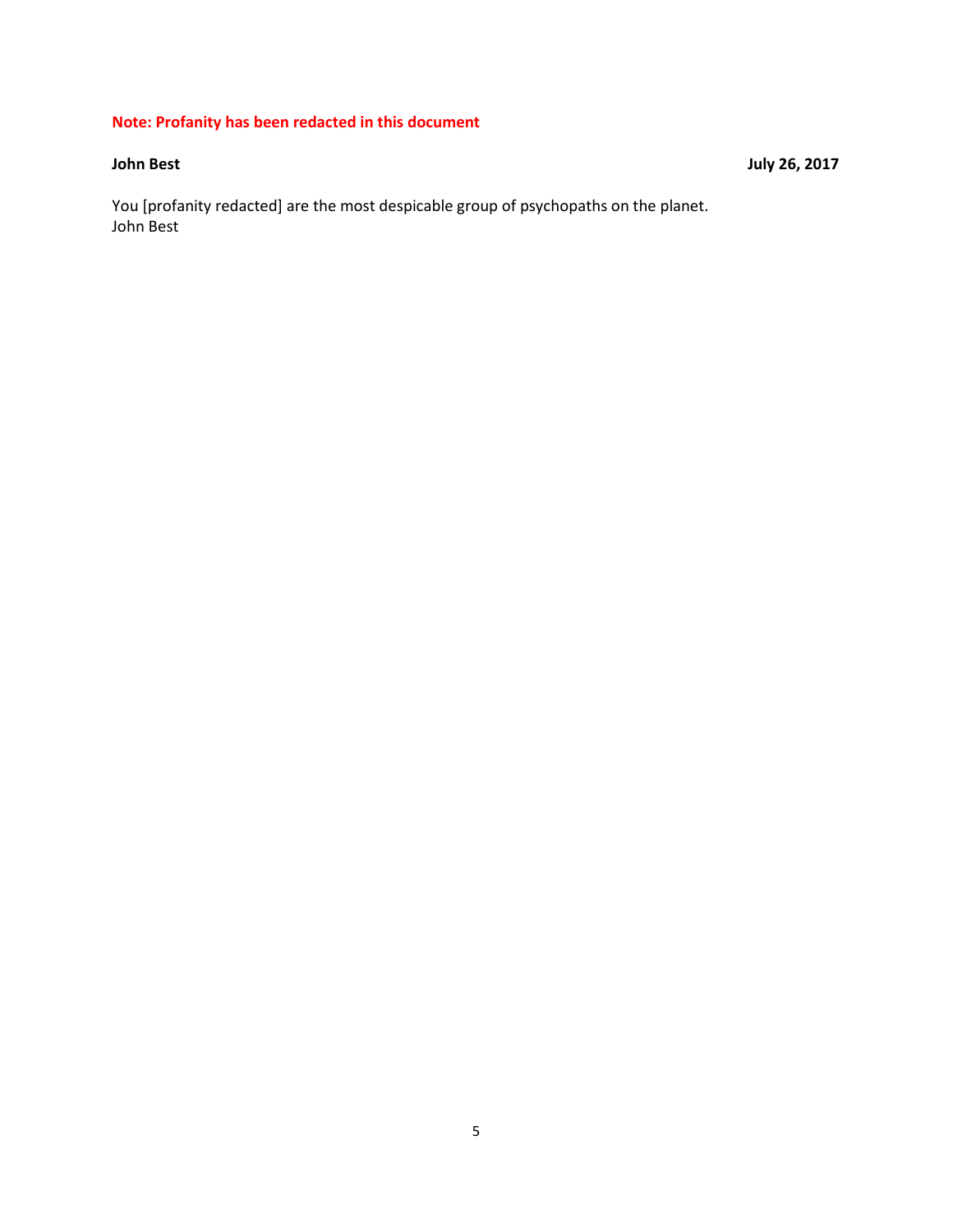**Note: Profanity has been redacted in this document**

**John Best** **July 26, 2017**

You [profanity redacted] are the most despicable group of psychopaths on the planet.
John Best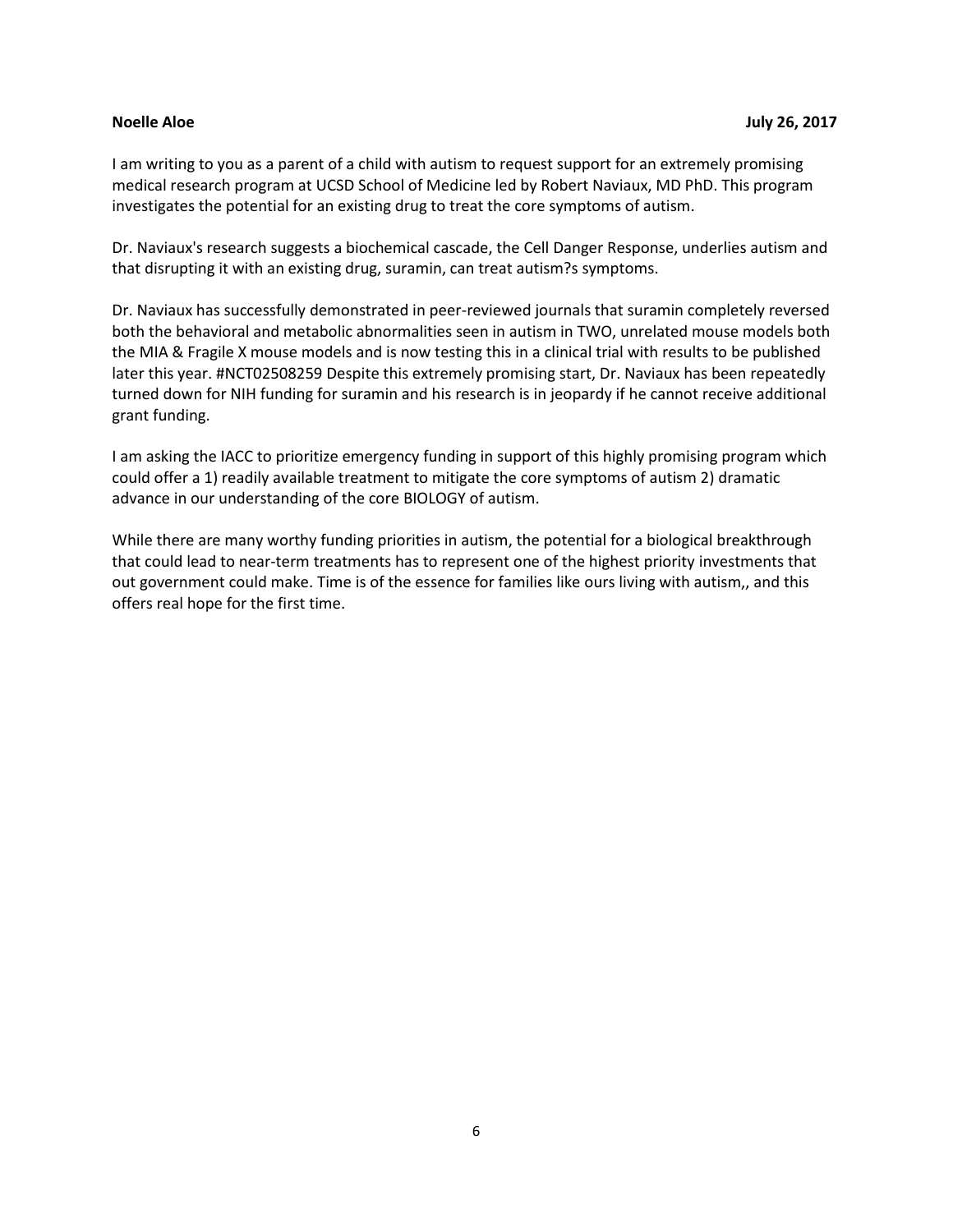**Noelle Aloe** **July 26, 2017**

I am writing to you as a parent of a child with autism to request support for an extremely promising medical research program at UCSD School of Medicine led by Robert Naviaux, MD PhD. This program investigates the potential for an existing drug to treat the core symptoms of autism.

Dr. Naviaux's research suggests a biochemical cascade, the Cell Danger Response, underlies autism and that disrupting it with an existing drug, suramin, can treat autism?s symptoms.

Dr. Naviaux has successfully demonstrated in peer-reviewed journals that suramin completely reversed both the behavioral and metabolic abnormalities seen in autism in TWO, unrelated mouse models both the MIA & Fragile X mouse models and is now testing this in a clinical trial with results to be published later this year. #NCT02508259 Despite this extremely promising start, Dr. Naviaux has been repeatedly turned down for NIH funding for suramin and his research is in jeopardy if he cannot receive additional grant funding.

I am asking the IACC to prioritize emergency funding in support of this highly promising program which could offer a 1) readily available treatment to mitigate the core symptoms of autism 2) dramatic advance in our understanding of the core BIOLOGY of autism.

While there are many worthy funding priorities in autism, the potential for a biological breakthrough that could lead to near-term treatments has to represent one of the highest priority investments that out government could make. Time is of the essence for families like ours living with autism,, and this offers real hope for the first time.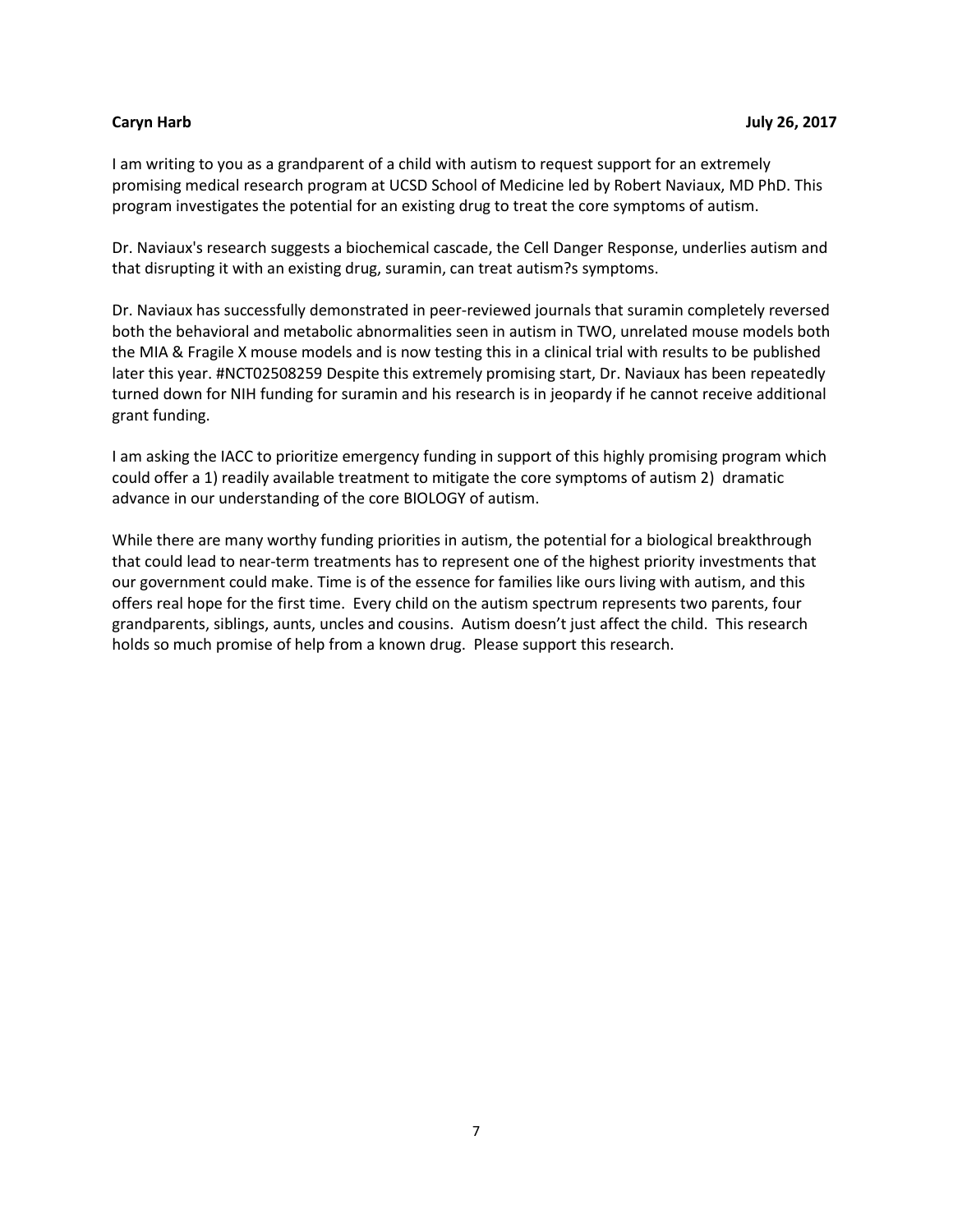**Caryn Harb** **July 26, 2017**

I am writing to you as a grandparent of a child with autism to request support for an extremely promising medical research program at UCSD School of Medicine led by Robert Naviaux, MD PhD. This program investigates the potential for an existing drug to treat the core symptoms of autism.

Dr. Naviaux's research suggests a biochemical cascade, the Cell Danger Response, underlies autism and that disrupting it with an existing drug, suramin, can treat autism?s symptoms.

Dr. Naviaux has successfully demonstrated in peer-reviewed journals that suramin completely reversed both the behavioral and metabolic abnormalities seen in autism in TWO, unrelated mouse models both the MIA & Fragile X mouse models and is now testing this in a clinical trial with results to be published later this year. #NCT02508259 Despite this extremely promising start, Dr. Naviaux has been repeatedly turned down for NIH funding for suramin and his research is in jeopardy if he cannot receive additional grant funding.

I am asking the IACC to prioritize emergency funding in support of this highly promising program which could offer a 1) readily available treatment to mitigate the core symptoms of autism 2) dramatic advance in our understanding of the core BIOLOGY of autism.

While there are many worthy funding priorities in autism, the potential for a biological breakthrough that could lead to near-term treatments has to represent one of the highest priority investments that our government could make. Time is of the essence for families like ours living with autism, and this offers real hope for the first time. Every child on the autism spectrum represents two parents, four grandparents, siblings, aunts, uncles and cousins. Autism doesn't just affect the child. This research holds so much promise of help from a known drug. Please support this research.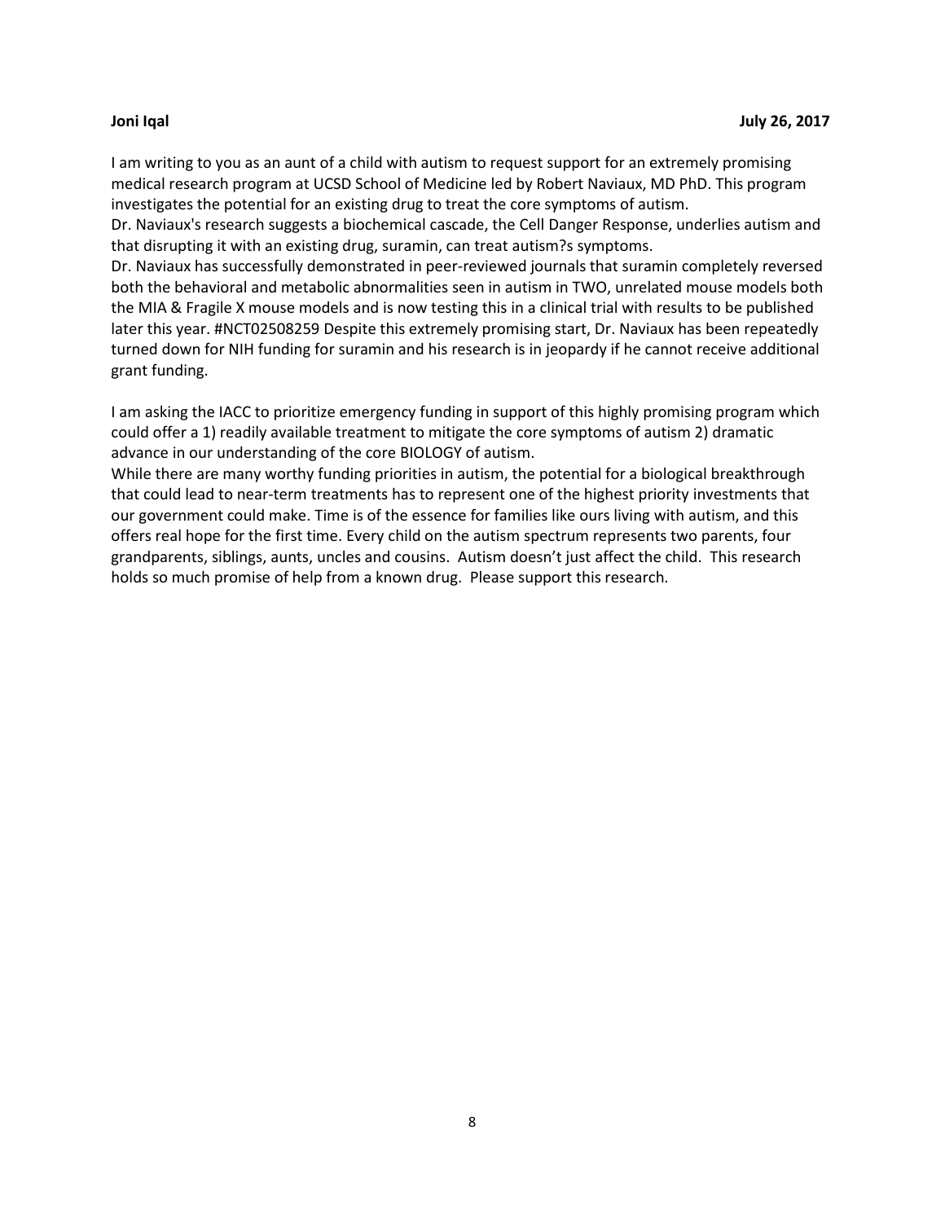**Joni Iqal** **July 26, 2017**

I am writing to you as an aunt of a child with autism to request support for an extremely promising medical research program at UCSD School of Medicine led by Robert Naviaux, MD PhD. This program investigates the potential for an existing drug to treat the core symptoms of autism.

Dr. Naviaux's research suggests a biochemical cascade, the Cell Danger Response, underlies autism and that disrupting it with an existing drug, suramin, can treat autism?s symptoms.

Dr. Naviaux has successfully demonstrated in peer-reviewed journals that suramin completely reversed both the behavioral and metabolic abnormalities seen in autism in TWO, unrelated mouse models both the MIA & Fragile X mouse models and is now testing this in a clinical trial with results to be published later this year. #NCT02508259 Despite this extremely promising start, Dr. Naviaux has been repeatedly turned down for NIH funding for suramin and his research is in jeopardy if he cannot receive additional grant funding.

I am asking the IACC to prioritize emergency funding in support of this highly promising program which could offer a 1) readily available treatment to mitigate the core symptoms of autism 2) dramatic advance in our understanding of the core BIOLOGY of autism.

While there are many worthy funding priorities in autism, the potential for a biological breakthrough that could lead to near-term treatments has to represent one of the highest priority investments that our government could make. Time is of the essence for families like ours living with autism, and this offers real hope for the first time. Every child on the autism spectrum represents two parents, four grandparents, siblings, aunts, uncles and cousins. Autism doesn't just affect the child. This research holds so much promise of help from a known drug. Please support this research.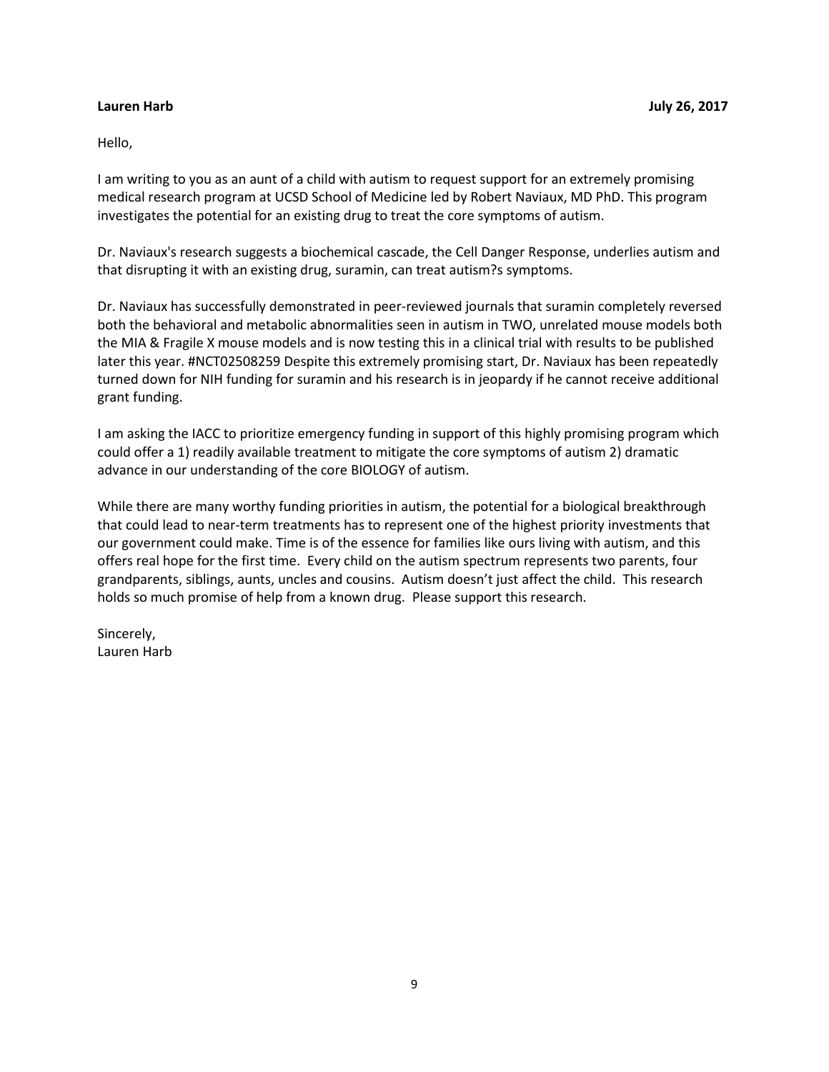**Lauren Harb** **July 26, 2017**

Hello,

I am writing to you as an aunt of a child with autism to request support for an extremely promising medical research program at UCSD School of Medicine led by Robert Naviaux, MD PhD. This program investigates the potential for an existing drug to treat the core symptoms of autism.

Dr. Naviaux's research suggests a biochemical cascade, the Cell Danger Response, underlies autism and that disrupting it with an existing drug, suramin, can treat autism?s symptoms.

Dr. Naviaux has successfully demonstrated in peer-reviewed journals that suramin completely reversed both the behavioral and metabolic abnormalities seen in autism in TWO, unrelated mouse models both the MIA & Fragile X mouse models and is now testing this in a clinical trial with results to be published later this year. #NCT02508259 Despite this extremely promising start, Dr. Naviaux has been repeatedly turned down for NIH funding for suramin and his research is in jeopardy if he cannot receive additional grant funding.

I am asking the IACC to prioritize emergency funding in support of this highly promising program which could offer a 1) readily available treatment to mitigate the core symptoms of autism 2) dramatic advance in our understanding of the core BIOLOGY of autism.

While there are many worthy funding priorities in autism, the potential for a biological breakthrough that could lead to near-term treatments has to represent one of the highest priority investments that our government could make. Time is of the essence for families like ours living with autism, and this offers real hope for the first time. Every child on the autism spectrum represents two parents, four grandparents, siblings, aunts, uncles and cousins. Autism doesn't just affect the child. This research holds so much promise of help from a known drug. Please support this research.

Sincerely,
Lauren Harb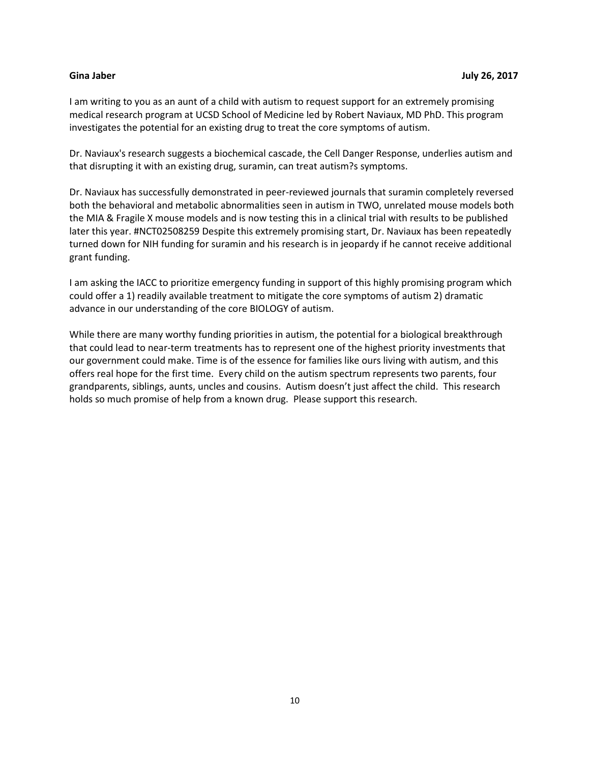**Gina Jaber** **July 26, 2017**

I am writing to you as an aunt of a child with autism to request support for an extremely promising medical research program at UCSD School of Medicine led by Robert Naviaux, MD PhD. This program investigates the potential for an existing drug to treat the core symptoms of autism.

Dr. Naviaux's research suggests a biochemical cascade, the Cell Danger Response, underlies autism and that disrupting it with an existing drug, suramin, can treat autism?s symptoms.

Dr. Naviaux has successfully demonstrated in peer-reviewed journals that suramin completely reversed both the behavioral and metabolic abnormalities seen in autism in TWO, unrelated mouse models both the MIA & Fragile X mouse models and is now testing this in a clinical trial with results to be published later this year. #NCT02508259 Despite this extremely promising start, Dr. Naviaux has been repeatedly turned down for NIH funding for suramin and his research is in jeopardy if he cannot receive additional grant funding.

I am asking the IACC to prioritize emergency funding in support of this highly promising program which could offer a 1) readily available treatment to mitigate the core symptoms of autism 2) dramatic advance in our understanding of the core BIOLOGY of autism.

While there are many worthy funding priorities in autism, the potential for a biological breakthrough that could lead to near-term treatments has to represent one of the highest priority investments that our government could make. Time is of the essence for families like ours living with autism, and this offers real hope for the first time. Every child on the autism spectrum represents two parents, four grandparents, siblings, aunts, uncles and cousins. Autism doesn't just affect the child. This research holds so much promise of help from a known drug. Please support this research.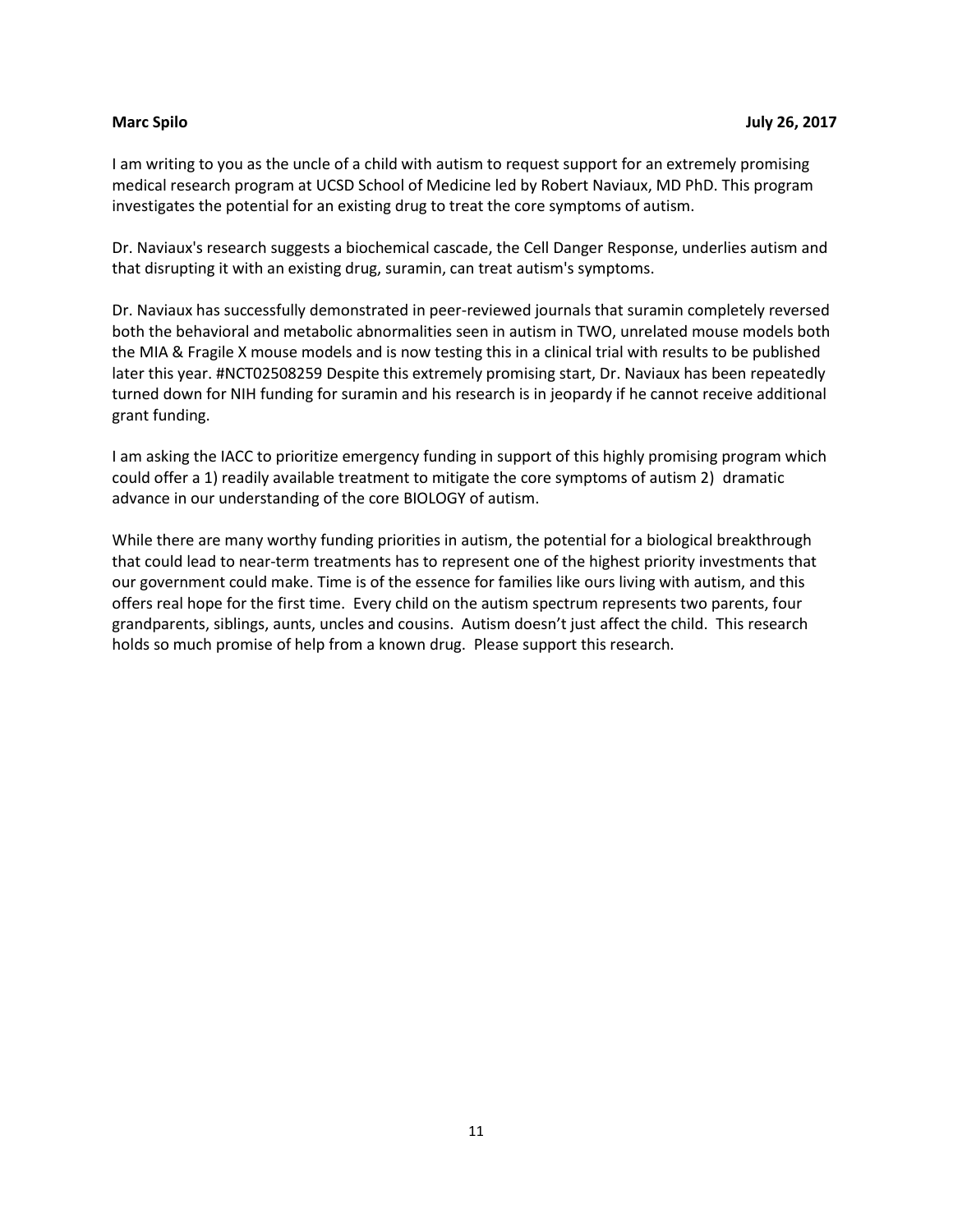**Marc Spilo** **July 26, 2017**

I am writing to you as the uncle of a child with autism to request support for an extremely promising medical research program at UCSD School of Medicine led by Robert Naviaux, MD PhD. This program investigates the potential for an existing drug to treat the core symptoms of autism.

Dr. Naviaux's research suggests a biochemical cascade, the Cell Danger Response, underlies autism and that disrupting it with an existing drug, suramin, can treat autism's symptoms.

Dr. Naviaux has successfully demonstrated in peer-reviewed journals that suramin completely reversed both the behavioral and metabolic abnormalities seen in autism in TWO, unrelated mouse models both the MIA & Fragile X mouse models and is now testing this in a clinical trial with results to be published later this year. #NCT02508259 Despite this extremely promising start, Dr. Naviaux has been repeatedly turned down for NIH funding for suramin and his research is in jeopardy if he cannot receive additional grant funding.

I am asking the IACC to prioritize emergency funding in support of this highly promising program which could offer a 1) readily available treatment to mitigate the core symptoms of autism 2) dramatic advance in our understanding of the core BIOLOGY of autism.

While there are many worthy funding priorities in autism, the potential for a biological breakthrough that could lead to near-term treatments has to represent one of the highest priority investments that our government could make. Time is of the essence for families like ours living with autism, and this offers real hope for the first time. Every child on the autism spectrum represents two parents, four grandparents, siblings, aunts, uncles and cousins. Autism doesn't just affect the child. This research holds so much promise of help from a known drug. Please support this research.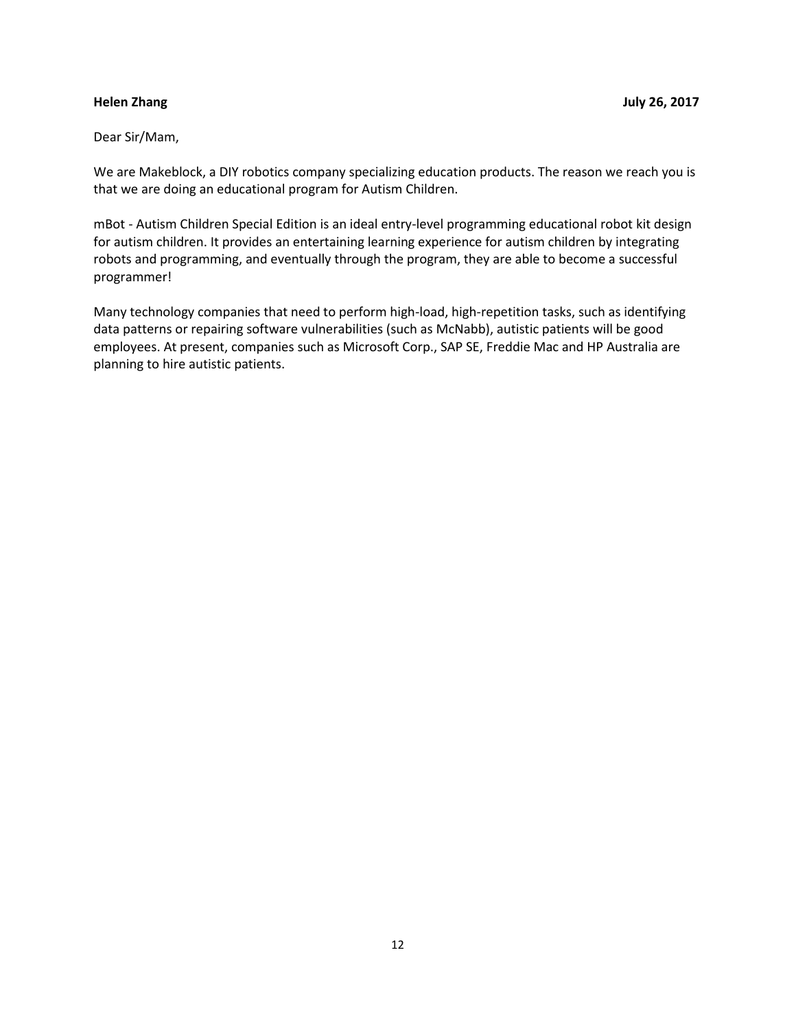**Helen Zhang** **July 26, 2017**

Dear Sir/Mam,

We are Makeblock, a DIY robotics company specializing education products. The reason we reach you is that we are doing an educational program for Autism Children.

mBot - Autism Children Special Edition is an ideal entry-level programming educational robot kit design for autism children. It provides an entertaining learning experience for autism children by integrating robots and programming, and eventually through the program, they are able to become a successful programmer!

Many technology companies that need to perform high-load, high-repetition tasks, such as identifying data patterns or repairing software vulnerabilities (such as McNabb), autistic patients will be good employees. At present, companies such as Microsoft Corp., SAP SE, Freddie Mac and HP Australia are planning to hire autistic patients.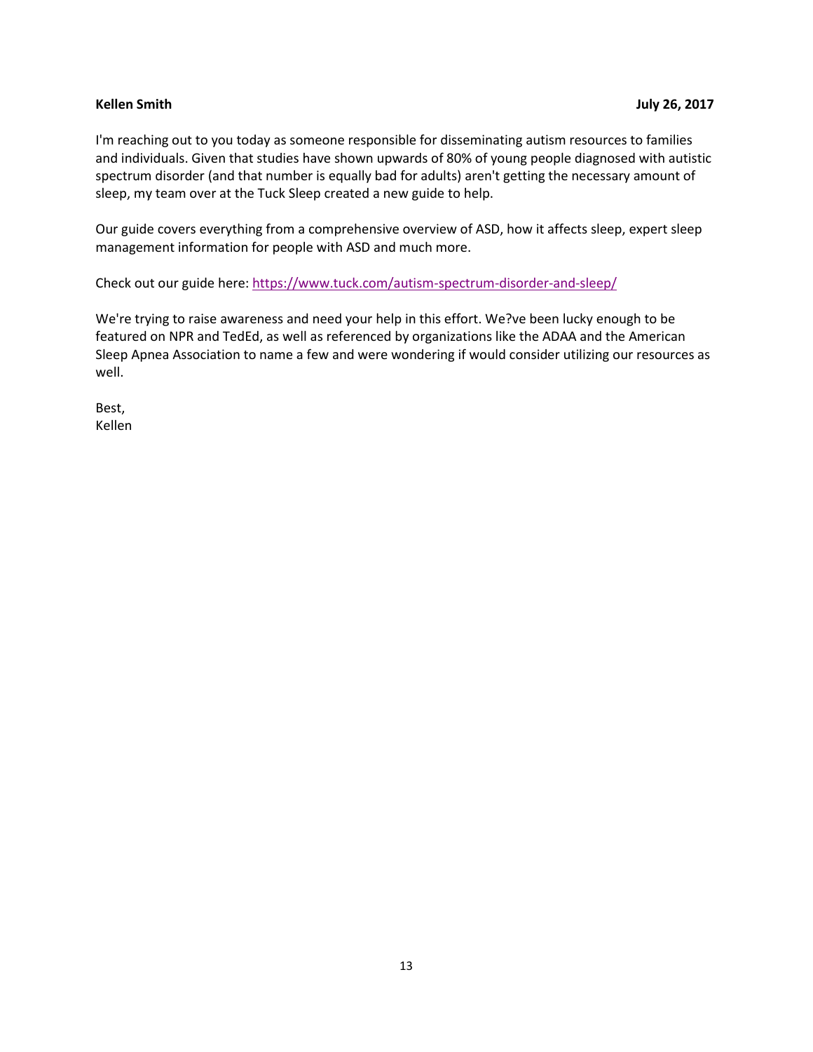**Kellen Smith** **July 26, 2017**

I'm reaching out to you today as someone responsible for disseminating autism resources to families and individuals. Given that studies have shown upwards of 80% of young people diagnosed with autistic spectrum disorder (and that number is equally bad for adults) aren't getting the necessary amount of sleep, my team over at the Tuck Sleep created a new guide to help.

Our guide covers everything from a comprehensive overview of ASD, how it affects sleep, expert sleep management information for people with ASD and much more.

Check out our guide here: [https://www.tuck.com/autism-spectrum-disorder-and-sleep/](https://www.tuck.com/autism-spectrum-disorder-and-sleep/)

We're trying to raise awareness and need your help in this effort. We?ve been lucky enough to be featured on NPR and TedEd, as well as referenced by organizations like the ADAA and the American Sleep Apnea Association to name a few and were wondering if would consider utilizing our resources as well.

Best,
Kellen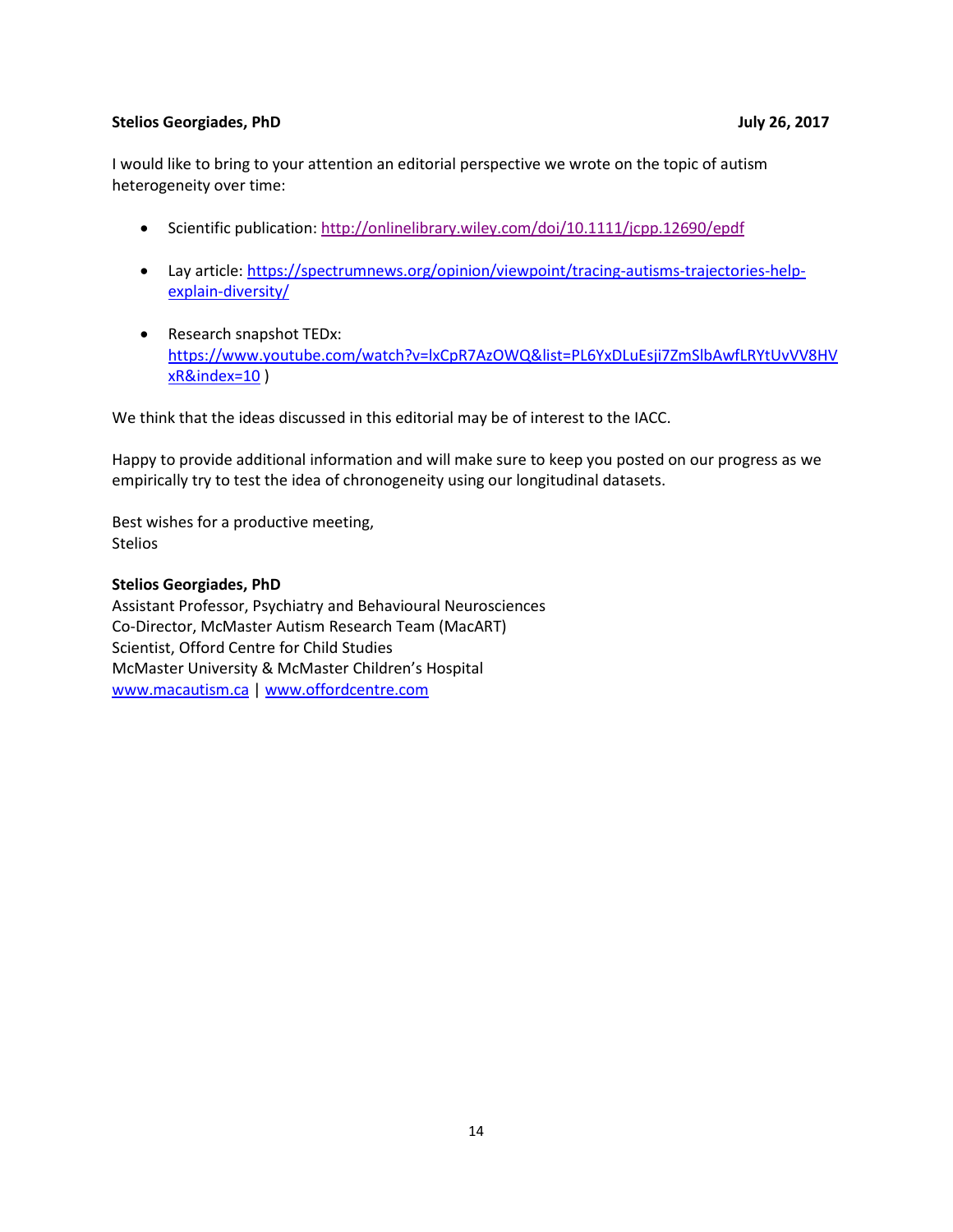**Stelios Georgiades, PhD** **July 26, 2017**

I would like to bring to your attention an editorial perspective we wrote on the topic of autism heterogeneity over time:

- Scientific publication: http://onlinelibrary.wiley.com/doi/10.1111/jcpp.12690/epdf
- Lay article: https://spectrumnews.org/opinion/viewpoint/tracing-autisms-trajectories-help-explain-diversity/
- Research snapshot TEDx: https://www.youtube.com/watch?v=lxCpR7AzOWQ&list=PL6YxDLuEsji7ZmSlbAwfLRYtUvVV8HVxR&index=10 )

We think that the ideas discussed in this editorial may be of interest to the IACC.

Happy to provide additional information and will make sure to keep you posted on our progress as we empirically try to test the idea of chronogeneity using our longitudinal datasets.

Best wishes for a productive meeting,
Stelios

**Stelios Georgiades, PhD**
Assistant Professor, Psychiatry and Behavioural Neurosciences
Co-Director, McMaster Autism Research Team (MacART)
Scientist, Offord Centre for Child Studies
McMaster University & McMaster Children's Hospital
www.macautism.ca | www.offordcentre.com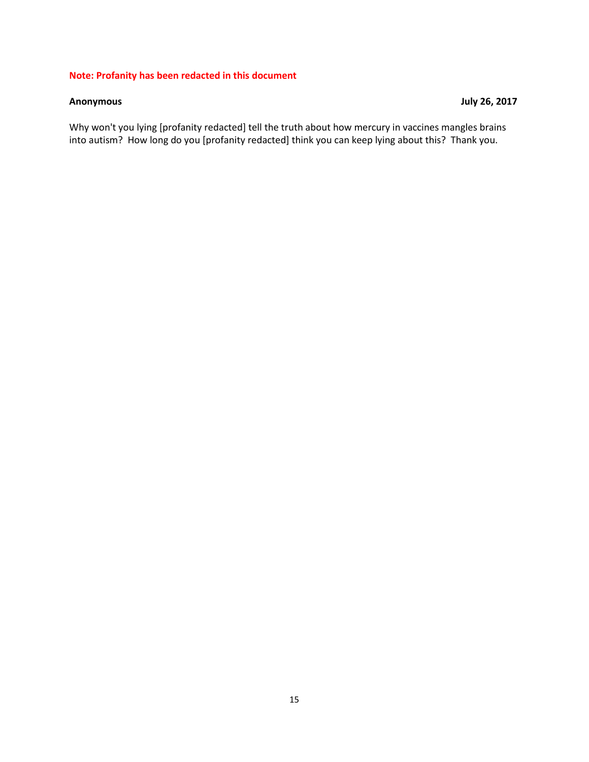**Note: Profanity has been redacted in this document**

**Anonymous** **July 26, 2017**

Why won't you lying [profanity redacted] tell the truth about how mercury in vaccines mangles brains into autism? How long do you [profanity redacted] think you can keep lying about this? Thank you.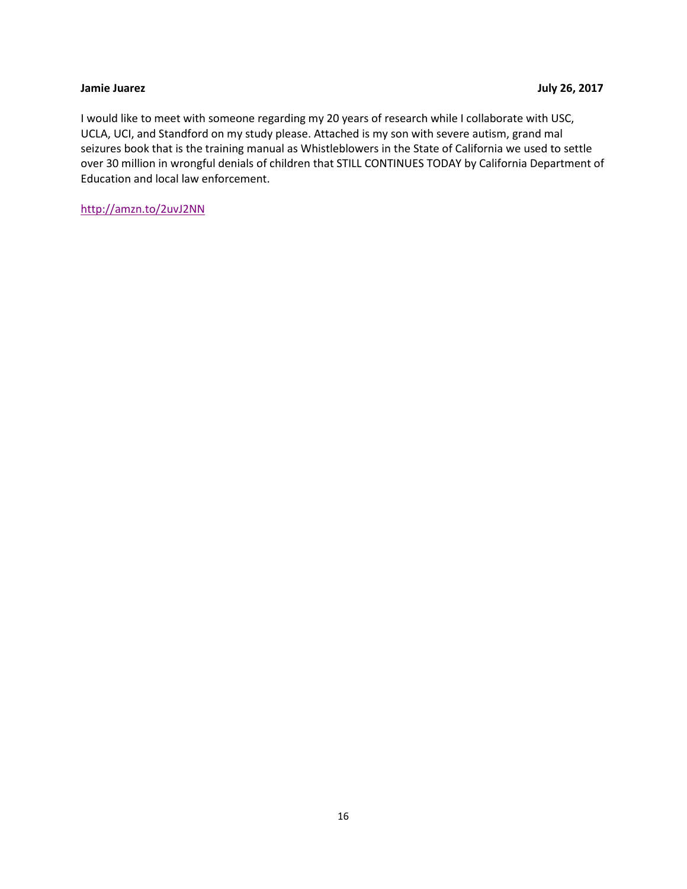**Jamie Juarez** **July 26, 2017**

I would like to meet with someone regarding my 20 years of research while I collaborate with USC, UCLA, UCI, and Standford on my study please. Attached is my son with severe autism, grand mal seizures book that is the training manual as Whistleblowers in the State of California we used to settle over 30 million in wrongful denials of children that STILL CONTINUES TODAY by California Department of Education and local law enforcement.

http://amzn.to/2uvJ2NN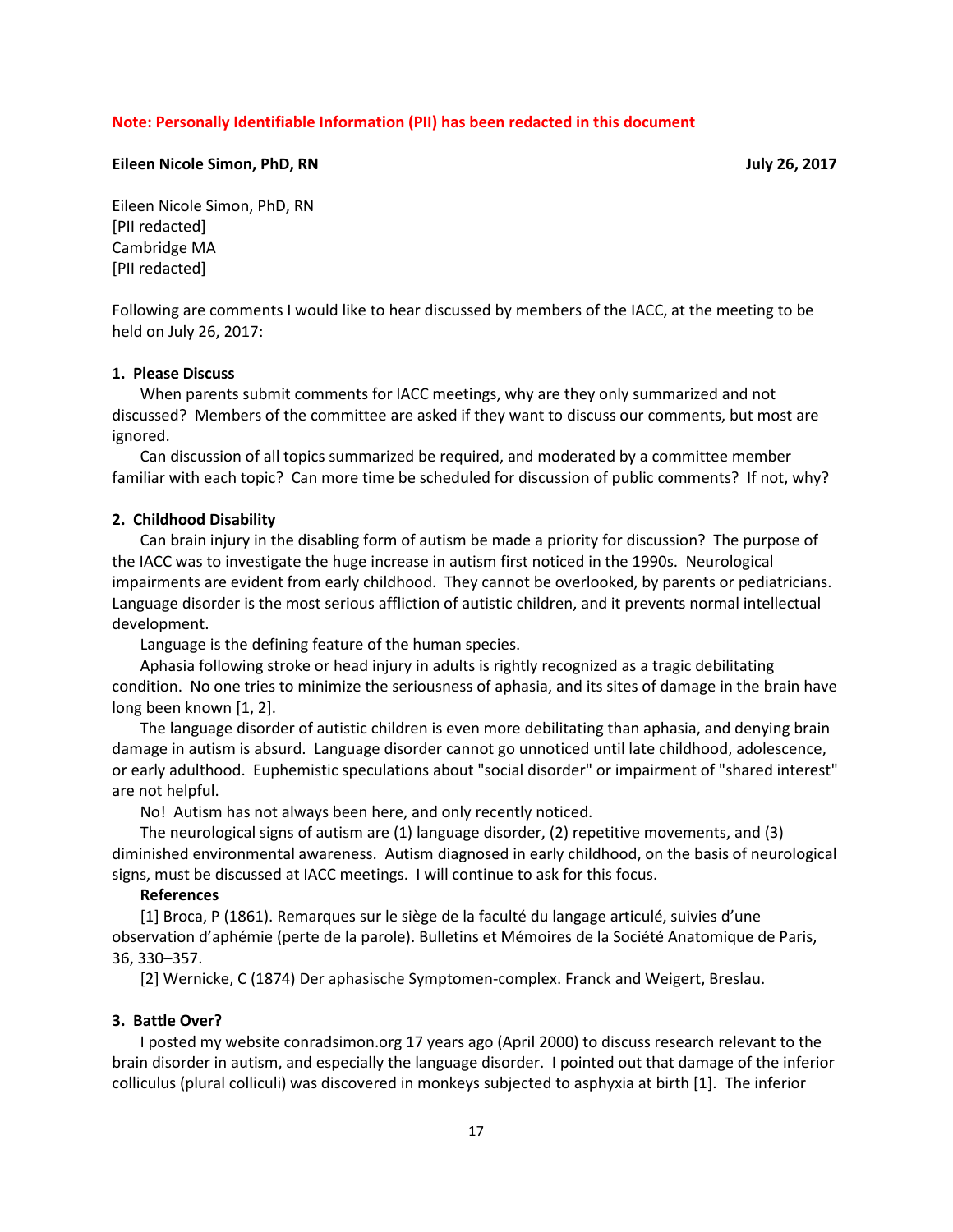**Note: Personally Identifiable Information (PII) has been redacted in this document**

**Eileen Nicole Simon, PhD, RN** **July 26, 2017**

Eileen Nicole Simon, PhD, RN
[PII redacted]
Cambridge MA
[PII redacted]

Following are comments I would like to hear discussed by members of the IACC, at the meeting to be held on July 26, 2017:

**1. Please Discuss**

When parents submit comments for IACC meetings, why are they only summarized and not discussed? Members of the committee are asked if they want to discuss our comments, but most are ignored.

Can discussion of all topics summarized be required, and moderated by a committee member familiar with each topic? Can more time be scheduled for discussion of public comments? If not, why?

**2. Childhood Disability**

Can brain injury in the disabling form of autism be made a priority for discussion? The purpose of the IACC was to investigate the huge increase in autism first noticed in the 1990s. Neurological impairments are evident from early childhood. They cannot be overlooked, by parents or pediatricians. Language disorder is the most serious affliction of autistic children, and it prevents normal intellectual development.

Language is the defining feature of the human species.

Aphasia following stroke or head injury in adults is rightly recognized as a tragic debilitating condition. No one tries to minimize the seriousness of aphasia, and its sites of damage in the brain have long been known [1, 2].

The language disorder of autistic children is even more debilitating than aphasia, and denying brain damage in autism is absurd. Language disorder cannot go unnoticed until late childhood, adolescence, or early adulthood. Euphemistic speculations about "social disorder" or impairment of "shared interest" are not helpful.

No! Autism has not always been here, and only recently noticed.

The neurological signs of autism are (1) language disorder, (2) repetitive movements, and (3) diminished environmental awareness. Autism diagnosed in early childhood, on the basis of neurological signs, must be discussed at IACC meetings. I will continue to ask for this focus.

**References**

[1] Broca, P (1861). Remarques sur le siège de la faculté du langage articulé, suivies d'une observation d'aphémie (perte de la parole). Bulletins et Mémoires de la Société Anatomique de Paris, 36, 330–357.

[2] Wernicke, C (1874) Der aphasische Symptomen-complex. Franck and Weigert, Breslau.

**3. Battle Over?**

I posted my website conradsimon.org 17 years ago (April 2000) to discuss research relevant to the brain disorder in autism, and especially the language disorder. I pointed out that damage of the inferior colliculus (plural colliculi) was discovered in monkeys subjected to asphyxia at birth [1]. The inferior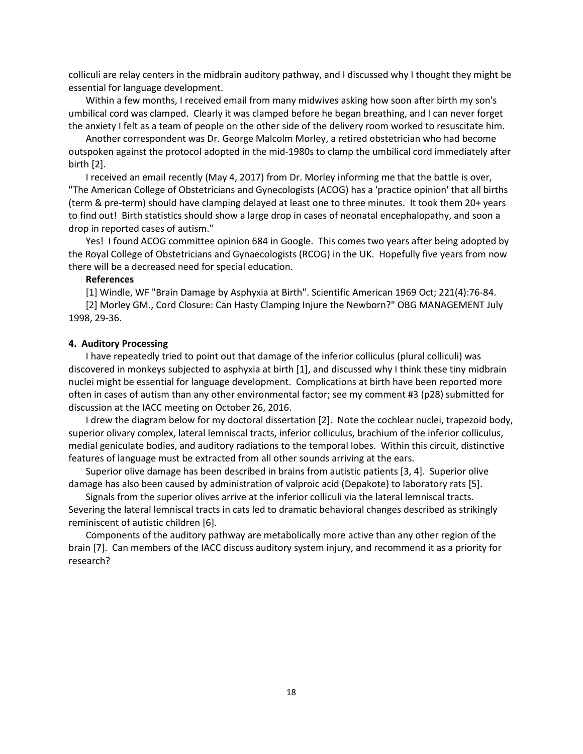colliculi are relay centers in the midbrain auditory pathway, and I discussed why I thought they might be essential for language development.

Within a few months, I received email from many midwives asking how soon after birth my son's umbilical cord was clamped. Clearly it was clamped before he began breathing, and I can never forget the anxiety I felt as a team of people on the other side of the delivery room worked to resuscitate him.

Another correspondent was Dr. George Malcolm Morley, a retired obstetrician who had become outspoken against the protocol adopted in the mid-1980s to clamp the umbilical cord immediately after birth [2].

I received an email recently (May 4, 2017) from Dr. Morley informing me that the battle is over, "The American College of Obstetricians and Gynecologists (ACOG) has a 'practice opinion' that all births (term & pre-term) should have clamping delayed at least one to three minutes. It took them 20+ years to find out! Birth statistics should show a large drop in cases of neonatal encephalopathy, and soon a drop in reported cases of autism."

Yes! I found ACOG committee opinion 684 in Google. This comes two years after being adopted by the Royal College of Obstetricians and Gynaecologists (RCOG) in the UK. Hopefully five years from now there will be a decreased need for special education.

**References**

[1] Windle, WF "Brain Damage by Asphyxia at Birth". Scientific American 1969 Oct; 221(4):76-84.

[2] Morley GM., Cord Closure: Can Hasty Clamping Injure the Newborn?" OBG MANAGEMENT July 1998, 29-36.

## 4. Auditory Processing

I have repeatedly tried to point out that damage of the inferior colliculus (plural colliculi) was discovered in monkeys subjected to asphyxia at birth [1], and discussed why I think these tiny midbrain nuclei might be essential for language development. Complications at birth have been reported more often in cases of autism than any other environmental factor; see my comment #3 (p28) submitted for discussion at the IACC meeting on October 26, 2016.

I drew the diagram below for my doctoral dissertation [2]. Note the cochlear nuclei, trapezoid body, superior olivary complex, lateral lemniscal tracts, inferior colliculus, brachium of the inferior colliculus, medial geniculate bodies, and auditory radiations to the temporal lobes. Within this circuit, distinctive features of language must be extracted from all other sounds arriving at the ears.

Superior olive damage has been described in brains from autistic patients [3, 4]. Superior olive damage has also been caused by administration of valproic acid (Depakote) to laboratory rats [5].

Signals from the superior olives arrive at the inferior colliculi via the lateral lemniscal tracts. Severing the lateral lemniscal tracts in cats led to dramatic behavioral changes described as strikingly reminiscent of autistic children [6].

Components of the auditory pathway are metabolically more active than any other region of the brain [7]. Can members of the IACC discuss auditory system injury, and recommend it as a priority for research?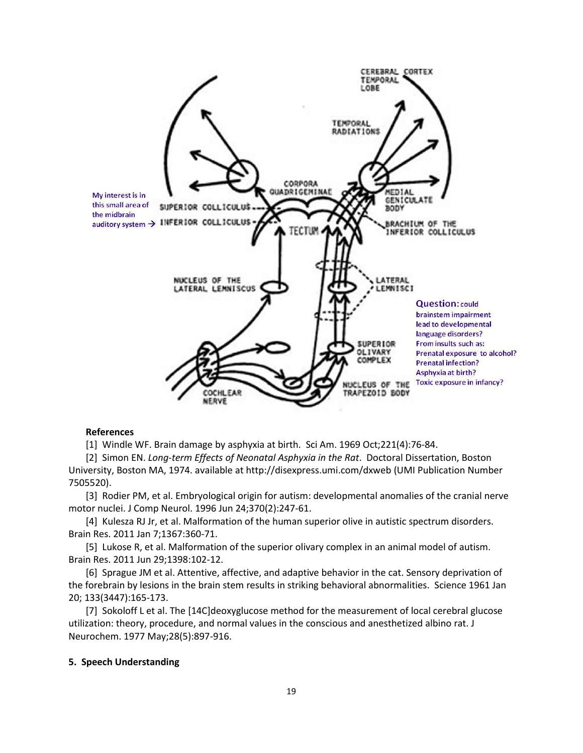My interest is in this small area of the midbrain auditory system →

**Question:** could brainstem impairment lead to developmental language disorders? From insults such as: Prenatal exposure to alcohol? Prenatal infection? Asphyxia at birth? Toxic exposure in infancy?

**References**

[1] Windle WF. Brain damage by asphyxia at birth. Sci Am. 1969 Oct;221(4):76-84.

[2] Simon EN. *Long-term Effects of Neonatal Asphyxia in the Rat*. Doctoral Dissertation, Boston University, Boston MA, 1974. available at http://disexpress.umi.com/dxweb (UMI Publication Number 7505520).

[3] Rodier PM, et al. Embryological origin for autism: developmental anomalies of the cranial nerve motor nuclei. J Comp Neurol. 1996 Jun 24;370(2):247-61.

[4] Kulesza RJ Jr, et al. Malformation of the human superior olive in autistic spectrum disorders. Brain Res. 2011 Jan 7;1367:360-71.

[5] Lukose R, et al. Malformation of the superior olivary complex in an animal model of autism. Brain Res. 2011 Jun 29;1398:102-12.

[6] Sprague JM et al. Attentive, affective, and adaptive behavior in the cat. Sensory deprivation of the forebrain by lesions in the brain stem results in striking behavioral abnormalities. Science 1961 Jan 20; 133(3447):165-173.

[7] Sokoloff L et al. The [14C]deoxyglucose method for the measurement of local cerebral glucose utilization: theory, procedure, and normal values in the conscious and anesthetized albino rat. J Neurochem. 1977 May;28(5):897-916.

## 5. Speech Understanding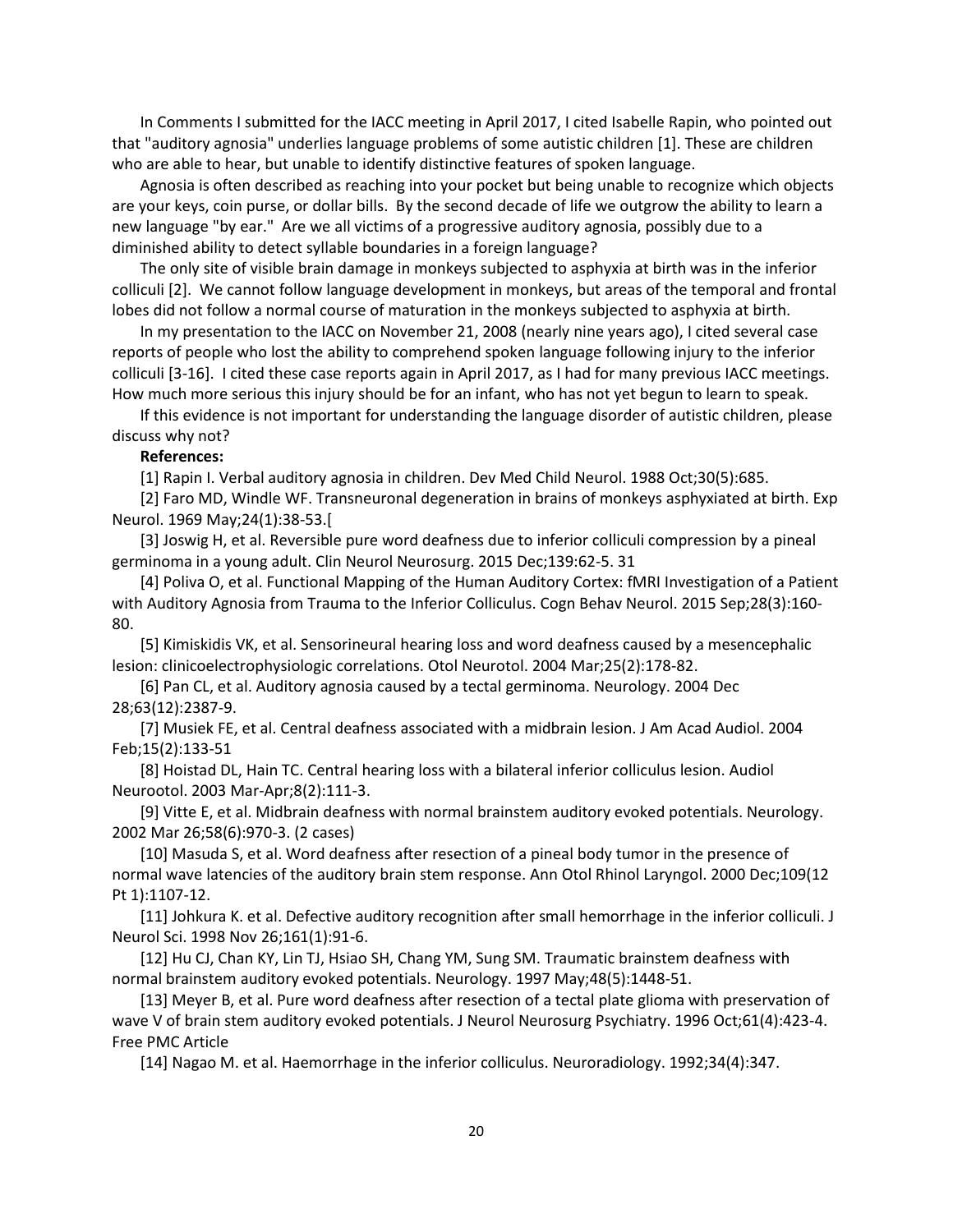In Comments I submitted for the IACC meeting in April 2017, I cited Isabelle Rapin, who pointed out that "auditory agnosia" underlies language problems of some autistic children [1]. These are children who are able to hear, but unable to identify distinctive features of spoken language.

Agnosia is often described as reaching into your pocket but being unable to recognize which objects are your keys, coin purse, or dollar bills. By the second decade of life we outgrow the ability to learn a new language "by ear." Are we all victims of a progressive auditory agnosia, possibly due to a diminished ability to detect syllable boundaries in a foreign language?

The only site of visible brain damage in monkeys subjected to asphyxia at birth was in the inferior colliculi [2]. We cannot follow language development in monkeys, but areas of the temporal and frontal lobes did not follow a normal course of maturation in the monkeys subjected to asphyxia at birth.

In my presentation to the IACC on November 21, 2008 (nearly nine years ago), I cited several case reports of people who lost the ability to comprehend spoken language following injury to the inferior colliculi [3-16]. I cited these case reports again in April 2017, as I had for many previous IACC meetings. How much more serious this injury should be for an infant, who has not yet begun to learn to speak.

If this evidence is not important for understanding the language disorder of autistic children, please discuss why not?

**References:**

[1] Rapin I. Verbal auditory agnosia in children. Dev Med Child Neurol. 1988 Oct;30(5):685.

[2] Faro MD, Windle WF. Transneuronal degeneration in brains of monkeys asphyxiated at birth. Exp Neurol. 1969 May;24(1):38-53.[

[3] Joswig H, et al. Reversible pure word deafness due to inferior colliculi compression by a pineal germinoma in a young adult. Clin Neurol Neurosurg. 2015 Dec;139:62-5. 31

[4] Poliva O, et al. Functional Mapping of the Human Auditory Cortex: fMRI Investigation of a Patient with Auditory Agnosia from Trauma to the Inferior Colliculus. Cogn Behav Neurol. 2015 Sep;28(3):160-80.

[5] Kimiskidis VK, et al. Sensorineural hearing loss and word deafness caused by a mesencephalic lesion: clinicoelectrophysiologic correlations. Otol Neurotol. 2004 Mar;25(2):178-82.

[6] Pan CL, et al. Auditory agnosia caused by a tectal germinoma. Neurology. 2004 Dec 28;63(12):2387-9.

[7] Musiek FE, et al. Central deafness associated with a midbrain lesion. J Am Acad Audiol. 2004 Feb;15(2):133-51

[8] Hoistad DL, Hain TC. Central hearing loss with a bilateral inferior colliculus lesion. Audiol Neurootol. 2003 Mar-Apr;8(2):111-3.

[9] Vitte E, et al. Midbrain deafness with normal brainstem auditory evoked potentials. Neurology. 2002 Mar 26;58(6):970-3. (2 cases)

[10] Masuda S, et al. Word deafness after resection of a pineal body tumor in the presence of normal wave latencies of the auditory brain stem response. Ann Otol Rhinol Laryngol. 2000 Dec;109(12 Pt 1):1107-12.

[11] Johkura K. et al. Defective auditory recognition after small hemorrhage in the inferior colliculi. J Neurol Sci. 1998 Nov 26;161(1):91-6.

[12] Hu CJ, Chan KY, Lin TJ, Hsiao SH, Chang YM, Sung SM. Traumatic brainstem deafness with normal brainstem auditory evoked potentials. Neurology. 1997 May;48(5):1448-51.

[13] Meyer B, et al. Pure word deafness after resection of a tectal plate glioma with preservation of wave V of brain stem auditory evoked potentials. J Neurol Neurosurg Psychiatry. 1996 Oct;61(4):423-4. Free PMC Article

[14] Nagao M. et al. Haemorrhage in the inferior colliculus. Neuroradiology. 1992;34(4):347.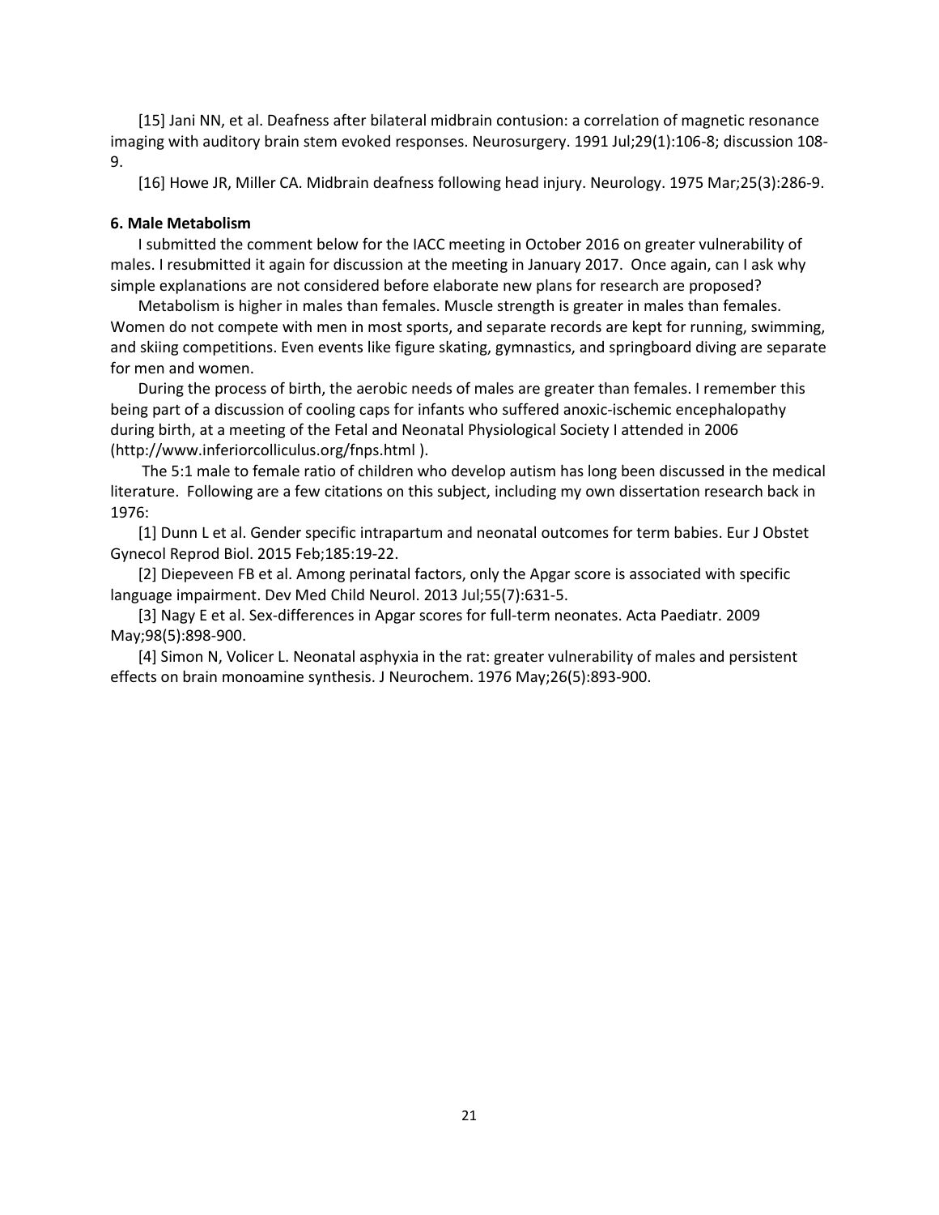[15] Jani NN, et al. Deafness after bilateral midbrain contusion: a correlation of magnetic resonance imaging with auditory brain stem evoked responses. Neurosurgery. 1991 Jul;29(1):106-8; discussion 108-9.

[16] Howe JR, Miller CA. Midbrain deafness following head injury. Neurology. 1975 Mar;25(3):286-9.

**6. Male Metabolism**

I submitted the comment below for the IACC meeting in October 2016 on greater vulnerability of males. I resubmitted it again for discussion at the meeting in January 2017. Once again, can I ask why simple explanations are not considered before elaborate new plans for research are proposed?

Metabolism is higher in males than females. Muscle strength is greater in males than females. Women do not compete with men in most sports, and separate records are kept for running, swimming, and skiing competitions. Even events like figure skating, gymnastics, and springboard diving are separate for men and women.

During the process of birth, the aerobic needs of males are greater than females. I remember this being part of a discussion of cooling caps for infants who suffered anoxic-ischemic encephalopathy during birth, at a meeting of the Fetal and Neonatal Physiological Society I attended in 2006 (http://www.inferiorcolliculus.org/fnps.html ).

The 5:1 male to female ratio of children who develop autism has long been discussed in the medical literature. Following are a few citations on this subject, including my own dissertation research back in 1976:

[1] Dunn L et al. Gender specific intrapartum and neonatal outcomes for term babies. Eur J Obstet Gynecol Reprod Biol. 2015 Feb;185:19-22.

[2] Diepeveen FB et al. Among perinatal factors, only the Apgar score is associated with specific language impairment. Dev Med Child Neurol. 2013 Jul;55(7):631-5.

[3] Nagy E et al. Sex-differences in Apgar scores for full-term neonates. Acta Paediatr. 2009 May;98(5):898-900.

[4] Simon N, Volicer L. Neonatal asphyxia in the rat: greater vulnerability of males and persistent effects on brain monoamine synthesis. J Neurochem. 1976 May;26(5):893-900.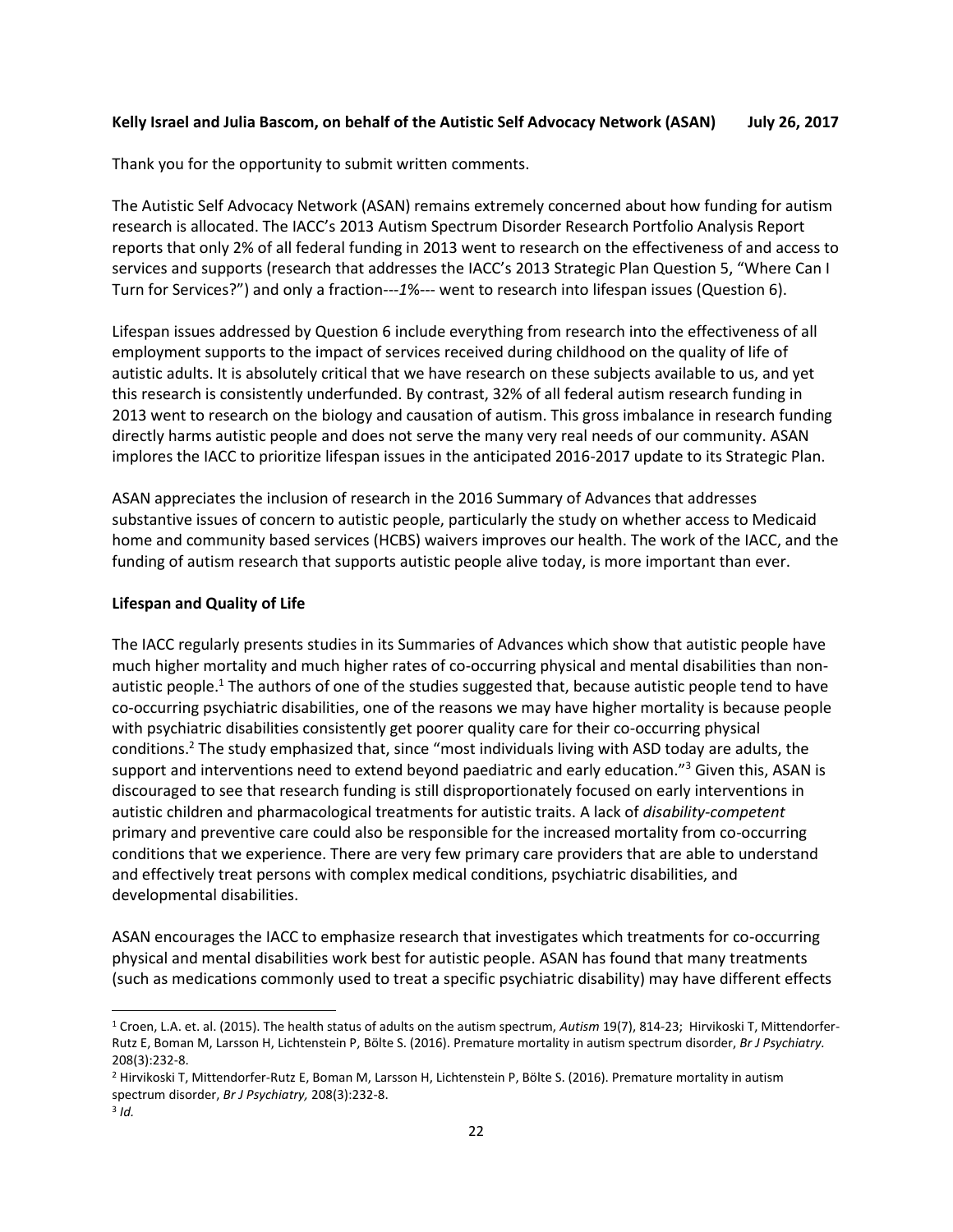**Kelly Israel and Julia Bascom, on behalf of the Autistic Self Advocacy Network (ASAN) July 26, 2017**

Thank you for the opportunity to submit written comments.

The Autistic Self Advocacy Network (ASAN) remains extremely concerned about how funding for autism research is allocated. The IACC's 2013 Autism Spectrum Disorder Research Portfolio Analysis Report reports that only 2% of all federal funding in 2013 went to research on the effectiveness of and access to services and supports (research that addresses the IACC's 2013 Strategic Plan Question 5, "Where Can I Turn for Services?") and only a fraction---*1%*--- went to research into lifespan issues (Question 6).

Lifespan issues addressed by Question 6 include everything from research into the effectiveness of all employment supports to the impact of services received during childhood on the quality of life of autistic adults. It is absolutely critical that we have research on these subjects available to us, and yet this research is consistently underfunded. By contrast, 32% of all federal autism research funding in 2013 went to research on the biology and causation of autism. This gross imbalance in research funding directly harms autistic people and does not serve the many very real needs of our community. ASAN implores the IACC to prioritize lifespan issues in the anticipated 2016-2017 update to its Strategic Plan.

ASAN appreciates the inclusion of research in the 2016 Summary of Advances that addresses substantive issues of concern to autistic people, particularly the study on whether access to Medicaid home and community based services (HCBS) waivers improves our health. The work of the IACC, and the funding of autism research that supports autistic people alive today, is more important than ever.

**Lifespan and Quality of Life**

The IACC regularly presents studies in its Summaries of Advances which show that autistic people have much higher mortality and much higher rates of co-occurring physical and mental disabilities than non-autistic people.[1] The authors of one of the studies suggested that, because autistic people tend to have co-occurring psychiatric disabilities, one of the reasons we may have higher mortality is because people with psychiatric disabilities consistently get poorer quality care for their co-occurring physical conditions.[2] The study emphasized that, since "most individuals living with ASD today are adults, the support and interventions need to extend beyond paediatric and early education."[3] Given this, ASAN is discouraged to see that research funding is still disproportionately focused on early interventions in autistic children and pharmacological treatments for autistic traits. A lack of *disability-competent* primary and preventive care could also be responsible for the increased mortality from co-occurring conditions that we experience. There are very few primary care providers that are able to understand and effectively treat persons with complex medical conditions, psychiatric disabilities, and developmental disabilities.

ASAN encourages the IACC to emphasize research that investigates which treatments for co-occurring physical and mental disabilities work best for autistic people. ASAN has found that many treatments (such as medications commonly used to treat a specific psychiatric disability) may have different effects

---

[1] Croen, L.A. et. al. (2015). The health status of adults on the autism spectrum, *Autism* 19(7), 814-23; Hirvikoski T, Mittendorfer-Rutz E, Boman M, Larsson H, Lichtenstein P, Bölte S. (2016). Premature mortality in autism spectrum disorder, *Br J Psychiatry.* 208(3):232-8.

[2] Hirvikoski T, Mittendorfer-Rutz E, Boman M, Larsson H, Lichtenstein P, Bölte S. (2016). Premature mortality in autism spectrum disorder, *Br J Psychiatry,* 208(3):232-8.

[3] *Id.*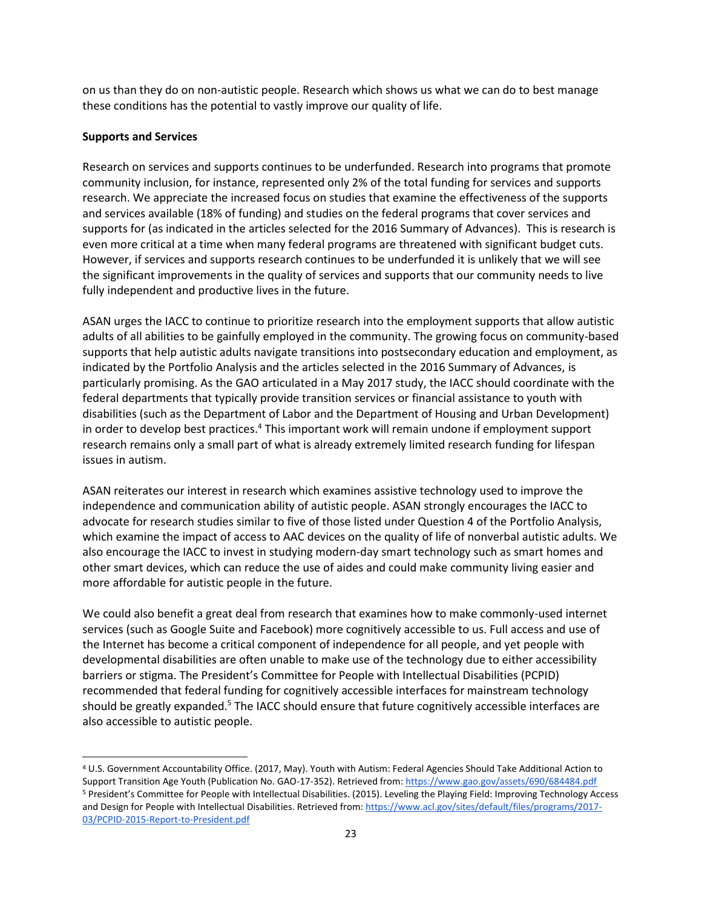on us than they do on non-autistic people. Research which shows us what we can do to best manage these conditions has the potential to vastly improve our quality of life.

**Supports and Services**

Research on services and supports continues to be underfunded. Research into programs that promote community inclusion, for instance, represented only 2% of the total funding for services and supports research. We appreciate the increased focus on studies that examine the effectiveness of the supports and services available (18% of funding) and studies on the federal programs that cover services and supports for (as indicated in the articles selected for the 2016 Summary of Advances). This is research is even more critical at a time when many federal programs are threatened with significant budget cuts. However, if services and supports research continues to be underfunded it is unlikely that we will see the significant improvements in the quality of services and supports that our community needs to live fully independent and productive lives in the future.

ASAN urges the IACC to continue to prioritize research into the employment supports that allow autistic adults of all abilities to be gainfully employed in the community. The growing focus on community-based supports that help autistic adults navigate transitions into postsecondary education and employment, as indicated by the Portfolio Analysis and the articles selected in the 2016 Summary of Advances, is particularly promising. As the GAO articulated in a May 2017 study, the IACC should coordinate with the federal departments that typically provide transition services or financial assistance to youth with disabilities (such as the Department of Labor and the Department of Housing and Urban Development) in order to develop best practices.[4] This important work will remain undone if employment support research remains only a small part of what is already extremely limited research funding for lifespan issues in autism.

ASAN reiterates our interest in research which examines assistive technology used to improve the independence and communication ability of autistic people. ASAN strongly encourages the IACC to advocate for research studies similar to five of those listed under Question 4 of the Portfolio Analysis, which examine the impact of access to AAC devices on the quality of life of nonverbal autistic adults. We also encourage the IACC to invest in studying modern-day smart technology such as smart homes and other smart devices, which can reduce the use of aides and could make community living easier and more affordable for autistic people in the future.

We could also benefit a great deal from research that examines how to make commonly-used internet services (such as Google Suite and Facebook) more cognitively accessible to us. Full access and use of the Internet has become a critical component of independence for all people, and yet people with developmental disabilities are often unable to make use of the technology due to either accessibility barriers or stigma. The President's Committee for People with Intellectual Disabilities (PCPID) recommended that federal funding for cognitively accessible interfaces for mainstream technology should be greatly expanded.[5] The IACC should ensure that future cognitively accessible interfaces are also accessible to autistic people.

---

[4] U.S. Government Accountability Office. (2017, May). Youth with Autism: Federal Agencies Should Take Additional Action to Support Transition Age Youth (Publication No. GAO-17-352). Retrieved from: https://www.gao.gov/assets/690/684484.pdf

[5] President's Committee for People with Intellectual Disabilities. (2015). Leveling the Playing Field: Improving Technology Access and Design for People with Intellectual Disabilities. Retrieved from: https://www.acl.gov/sites/default/files/programs/2017-03/PCPID-2015-Report-to-President.pdf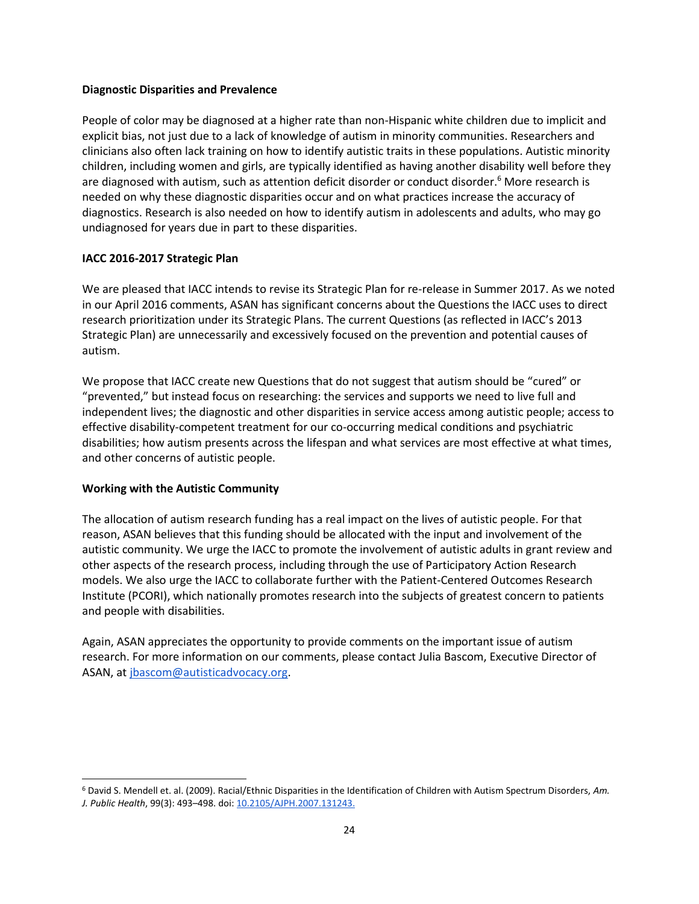**Diagnostic Disparities and Prevalence**

People of color may be diagnosed at a higher rate than non-Hispanic white children due to implicit and explicit bias, not just due to a lack of knowledge of autism in minority communities. Researchers and clinicians also often lack training on how to identify autistic traits in these populations. Autistic minority children, including women and girls, are typically identified as having another disability well before they are diagnosed with autism, such as attention deficit disorder or conduct disorder.[6] More research is needed on why these diagnostic disparities occur and on what practices increase the accuracy of diagnostics. Research is also needed on how to identify autism in adolescents and adults, who may go undiagnosed for years due in part to these disparities.

**IACC 2016-2017 Strategic Plan**

We are pleased that IACC intends to revise its Strategic Plan for re-release in Summer 2017. As we noted in our April 2016 comments, ASAN has significant concerns about the Questions the IACC uses to direct research prioritization under its Strategic Plans. The current Questions (as reflected in IACC's 2013 Strategic Plan) are unnecessarily and excessively focused on the prevention and potential causes of autism.

We propose that IACC create new Questions that do not suggest that autism should be "cured" or "prevented," but instead focus on researching: the services and supports we need to live full and independent lives; the diagnostic and other disparities in service access among autistic people; access to effective disability-competent treatment for our co-occurring medical conditions and psychiatric disabilities; how autism presents across the lifespan and what services are most effective at what times, and other concerns of autistic people.

**Working with the Autistic Community**

The allocation of autism research funding has a real impact on the lives of autistic people. For that reason, ASAN believes that this funding should be allocated with the input and involvement of the autistic community. We urge the IACC to promote the involvement of autistic adults in grant review and other aspects of the research process, including through the use of Participatory Action Research models. We also urge the IACC to collaborate further with the Patient-Centered Outcomes Research Institute (PCORI), which nationally promotes research into the subjects of greatest concern to patients and people with disabilities.

Again, ASAN appreciates the opportunity to provide comments on the important issue of autism research. For more information on our comments, please contact Julia Bascom, Executive Director of ASAN, at jbascom@autisticadvocacy.org.

---

[6] David S. Mendell et. al. (2009). Racial/Ethnic Disparities in the Identification of Children with Autism Spectrum Disorders, *Am. J. Public Health*, 99(3): 493–498. doi: 10.2105/AJPH.2007.131243.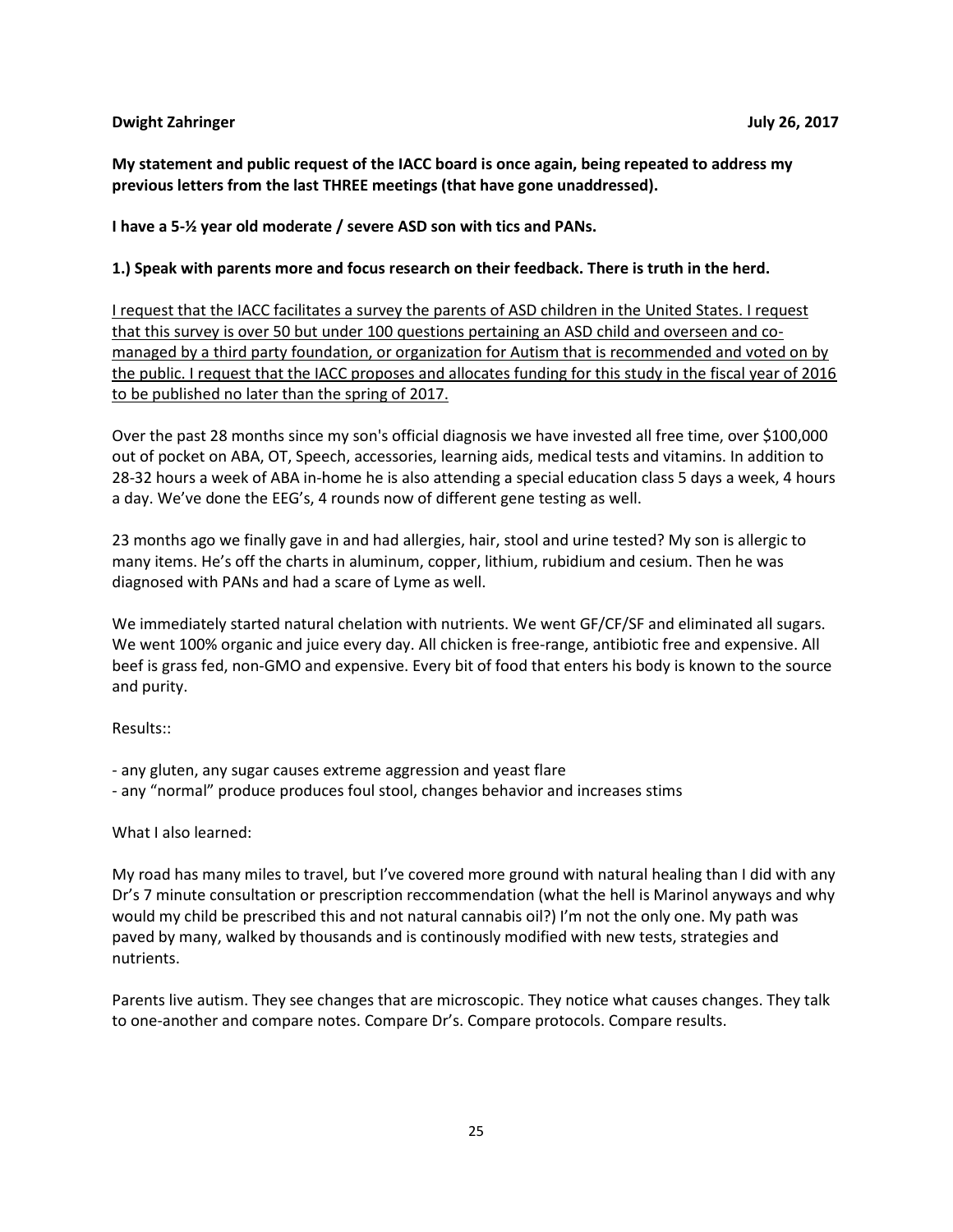**Dwight Zahringer** **July 26, 2017**

**My statement and public request of the IACC board is once again, being repeated to address my previous letters from the last THREE meetings (that have gone unaddressed).**

**I have a 5-½ year old moderate / severe ASD son with tics and PANs.**

**1.) Speak with parents more and focus research on their feedback. There is truth in the herd.**

<u>I request that the IACC facilitates a survey the parents of ASD children in the United States. I request that this survey is over 50 but under 100 questions pertaining an ASD child and overseen and co-managed by a third party foundation, or organization for Autism that is recommended and voted on by the public. I request that the IACC proposes and allocates funding for this study in the fiscal year of 2016 to be published no later than the spring of 2017.</u>

Over the past 28 months since my son's official diagnosis we have invested all free time, over $100,000 out of pocket on ABA, OT, Speech, accessories, learning aids, medical tests and vitamins. In addition to 28-32 hours a week of ABA in-home he is also attending a special education class 5 days a week, 4 hours a day. We've done the EEG's, 4 rounds now of different gene testing as well.

23 months ago we finally gave in and had allergies, hair, stool and urine tested? My son is allergic to many items. He's off the charts in aluminum, copper, lithium, rubidium and cesium. Then he was diagnosed with PANs and had a scare of Lyme as well.

We immediately started natural chelation with nutrients. We went GF/CF/SF and eliminated all sugars. We went 100% organic and juice every day. All chicken is free-range, antibiotic free and expensive. All beef is grass fed, non-GMO and expensive. Every bit of food that enters his body is known to the source and purity.

Results::

- any gluten, any sugar causes extreme aggression and yeast flare
- any "normal" produce produces foul stool, changes behavior and increases stims

What I also learned:

My road has many miles to travel, but I've covered more ground with natural healing than I did with any Dr's 7 minute consultation or prescription reccommendation (what the hell is Marinol anyways and why would my child be prescribed this and not natural cannabis oil?) I'm not the only one. My path was paved by many, walked by thousands and is continously modified with new tests, strategies and nutrients.

Parents live autism. They see changes that are microscopic. They notice what causes changes. They talk to one-another and compare notes. Compare Dr's. Compare protocols. Compare results.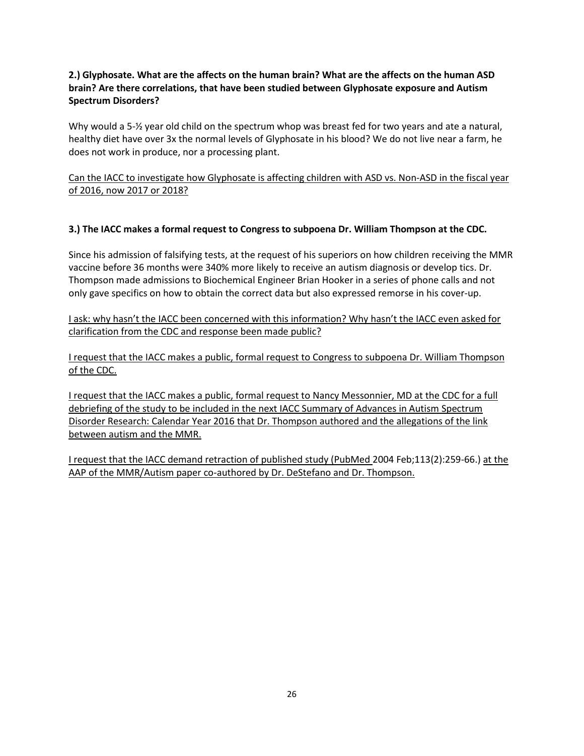**2.) Glyphosate. What are the affects on the human brain? What are the affects on the human ASD brain? Are there correlations, that have been studied between Glyphosate exposure and Autism Spectrum Disorders?**

Why would a 5-½ year old child on the spectrum whop was breast fed for two years and ate a natural, healthy diet have over 3x the normal levels of Glyphosate in his blood? We do not live near a farm, he does not work in produce, nor a processing plant.

<u>Can the IACC to investigate how Glyphosate is affecting children with ASD vs. Non-ASD in the fiscal year of 2016, now 2017 or 2018?</u>

**3.) The IACC makes a formal request to Congress to subpoena Dr. William Thompson at the CDC.**

Since his admission of falsifying tests, at the request of his superiors on how children receiving the MMR vaccine before 36 months were 340% more likely to receive an autism diagnosis or develop tics. Dr. Thompson made admissions to Biochemical Engineer Brian Hooker in a series of phone calls and not only gave specifics on how to obtain the correct data but also expressed remorse in his cover-up.

<u>I ask: why hasn't the IACC been concerned with this information? Why hasn't the IACC even asked for clarification from the CDC and response been made public?</u>

<u>I request that the IACC makes a public, formal request to Congress to subpoena Dr. William Thompson of the CDC.</u>

<u>I request that the IACC makes a public, formal request to Nancy Messonnier, MD at the CDC for a full debriefing of the study to be included in the next IACC Summary of Advances in Autism Spectrum Disorder Research: Calendar Year 2016 that Dr. Thompson authored and the allegations of the link between autism and the MMR.</u>

<u>I request that the IACC demand retraction of published study (PubMed</u> 2004 Feb;113(2):259-66.) <u>at the AAP of the MMR/Autism paper co-authored by Dr. DeStefano and Dr. Thompson.</u>